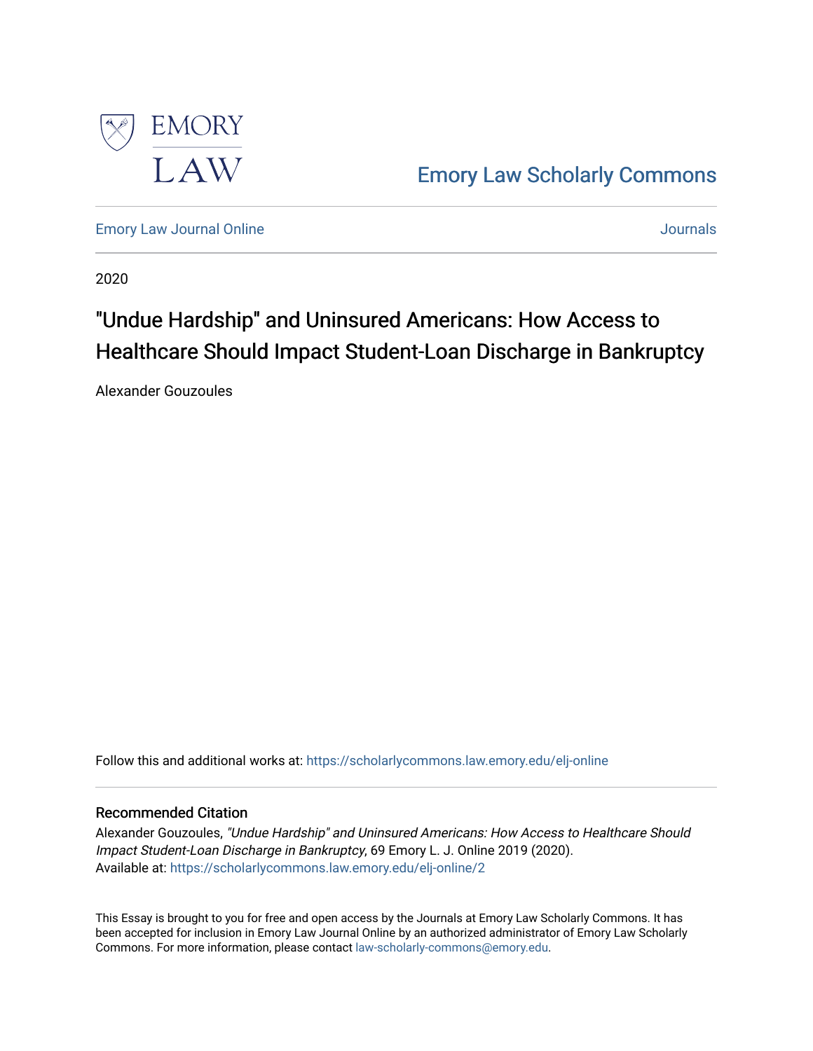Emory Law Scholarly Commons

Emory Law Journal Online

Journals

2020

# "Undue Hardship" and Uninsured Americans: How Access to Healthcare Should Impact Student-Loan Discharge in Bankruptcy

Alexander Gouzoules

Follow this and additional works at: https://scholarlycommons.law.emory.edu/elj-online

## Recommended Citation

Alexander Gouzoules, *"Undue Hardship" and Uninsured Americans: How Access to Healthcare Should Impact Student-Loan Discharge in Bankruptcy*, 69 Emory L. J. Online 2019 (2020).
Available at: https://scholarlycommons.law.emory.edu/elj-online/2

This Essay is brought to you for free and open access by the Journals at Emory Law Scholarly Commons. It has been accepted for inclusion in Emory Law Journal Online by an authorized administrator of Emory Law Scholarly Commons. For more information, please contact law-scholarly-commons@emory.edu.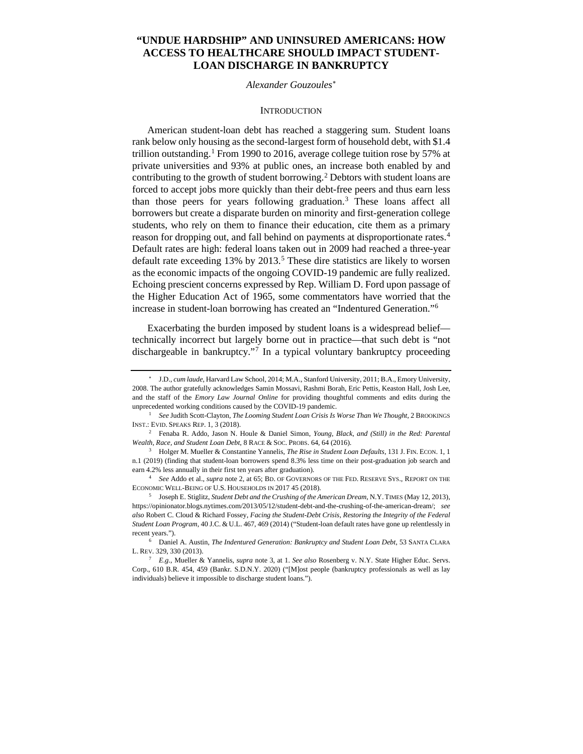# "UNDUE HARDSHIP" AND UNINSURED AMERICANS: HOW ACCESS TO HEALTHCARE SHOULD IMPACT STUDENT-LOAN DISCHARGE IN BANKRUPTCY

*Alexander Gouzoules*[*]

## INTRODUCTION

American student-loan debt has reached a staggering sum. Student loans rank below only housing as the second-largest form of household debt, with $1.4 trillion outstanding.[1] From 1990 to 2016, average college tuition rose by 57% at private universities and 93% at public ones, an increase both enabled by and contributing to the growth of student borrowing.[2] Debtors with student loans are forced to accept jobs more quickly than their debt-free peers and thus earn less than those peers for years following graduation.[3] These loans affect all borrowers but create a disparate burden on minority and first-generation college students, who rely on them to finance their education, cite them as a primary reason for dropping out, and fall behind on payments at disproportionate rates.[4] Default rates are high: federal loans taken out in 2009 had reached a three-year default rate exceeding 13% by 2013.[5] These dire statistics are likely to worsen as the economic impacts of the ongoing COVID-19 pandemic are fully realized. Echoing prescient concerns expressed by Rep. William D. Ford upon passage of the Higher Education Act of 1965, some commentators have worried that the increase in student-loan borrowing has created an "Indentured Generation."[6]

Exacerbating the burden imposed by student loans is a widespread belief—technically incorrect but largely borne out in practice—that such debt is "not dischargeable in bankruptcy."[7] In a typical voluntary bankruptcy proceeding

---

[*] J.D., *cum laude*, Harvard Law School, 2014; M.A., Stanford University, 2011; B.A., Emory University, 2008. The author gratefully acknowledges Samin Mossavi, Rashmi Borah, Eric Pettis, Keaston Hall, Josh Lee, and the staff of the *Emory Law Journal Online* for providing thoughtful comments and edits during the unprecedented working conditions caused by the COVID-19 pandemic.

[1] *See* Judith Scott-Clayton, *The Looming Student Loan Crisis Is Worse Than We Thought*, 2 BROOKINGS INST.: EVID. SPEAKS REP. 1, 3 (2018).

[2] Fenaba R. Addo, Jason N. Houle & Daniel Simon, *Young, Black, and (Still) in the Red: Parental Wealth, Race, and Student Loan Debt*, 8 RACE & SOC. PROBS. 64, 64 (2016).

[3] Holger M. Mueller & Constantine Yannelis, *The Rise in Student Loan Defaults*, 131 J. FIN. ECON. 1, 1 n.1 (2019) (finding that student-loan borrowers spend 8.3% less time on their post-graduation job search and earn 4.2% less annually in their first ten years after graduation).

[4] *See* Addo et al., *supra* note 2, at 65; BD. OF GOVERNORS OF THE FED. RESERVE SYS., REPORT ON THE ECONOMIC WELL-BEING OF U.S. HOUSEHOLDS IN 2017 45 (2018).

[5] Joseph E. Stiglitz, *Student Debt and the Crushing of the American Dream*, N.Y. TIMES (May 12, 2013), https://opinionator.blogs.nytimes.com/2013/05/12/student-debt-and-the-crushing-of-the-american-dream/; *see also* Robert C. Cloud & Richard Fossey, *Facing the Student-Debt Crisis, Restoring the Integrity of the Federal Student Loan Program*, 40 J.C. & U.L. 467, 469 (2014) ("Student-loan default rates have gone up relentlessly in recent years.").

[6] Daniel A. Austin, *The Indentured Generation: Bankruptcy and Student Loan Debt*, 53 SANTA CLARA L. REV. 329, 330 (2013).

[7] *E.g.*, Mueller & Yannelis, *supra* note 3, at 1. *See also* Rosenberg v. N.Y. State Higher Educ. Servs. Corp., 610 B.R. 454, 459 (Bankr. S.D.N.Y. 2020) ("[M]ost people (bankruptcy professionals as well as lay individuals) believe it impossible to discharge student loans.").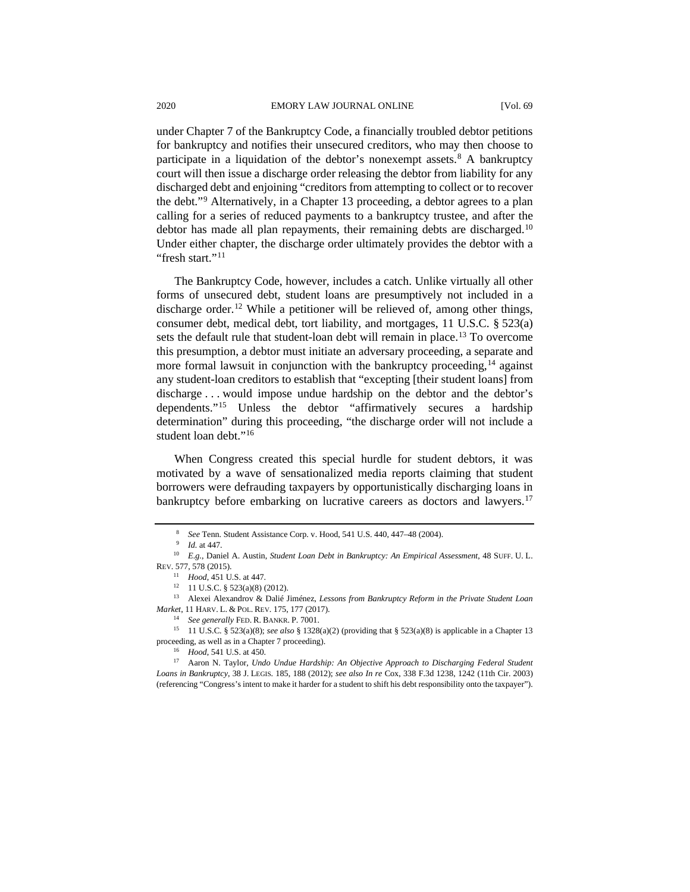under Chapter 7 of the Bankruptcy Code, a financially troubled debtor petitions for bankruptcy and notifies their unsecured creditors, who may then choose to participate in a liquidation of the debtor's nonexempt assets.[8] A bankruptcy court will then issue a discharge order releasing the debtor from liability for any discharged debt and enjoining "creditors from attempting to collect or to recover the debt."[9] Alternatively, in a Chapter 13 proceeding, a debtor agrees to a plan calling for a series of reduced payments to a bankruptcy trustee, and after the debtor has made all plan repayments, their remaining debts are discharged.[10] Under either chapter, the discharge order ultimately provides the debtor with a "fresh start."[11]

The Bankruptcy Code, however, includes a catch. Unlike virtually all other forms of unsecured debt, student loans are presumptively not included in a discharge order.[12] While a petitioner will be relieved of, among other things, consumer debt, medical debt, tort liability, and mortgages, 11 U.S.C. § 523(a) sets the default rule that student-loan debt will remain in place.[13] To overcome this presumption, a debtor must initiate an adversary proceeding, a separate and more formal lawsuit in conjunction with the bankruptcy proceeding,[14] against any student-loan creditors to establish that "excepting [their student loans] from discharge . . . would impose undue hardship on the debtor and the debtor's dependents."[15] Unless the debtor "affirmatively secures a hardship determination" during this proceeding, "the discharge order will not include a student loan debt."[16]

When Congress created this special hurdle for student debtors, it was motivated by a wave of sensationalized media reports claiming that student borrowers were defrauding taxpayers by opportunistically discharging loans in bankruptcy before embarking on lucrative careers as doctors and lawyers.[17]

---

[8] *See* Tenn. Student Assistance Corp. v. Hood, 541 U.S. 440, 447–48 (2004).

[9] *Id.* at 447.

[10] *E.g.*, Daniel A. Austin, *Student Loan Debt in Bankruptcy: An Empirical Assessment*, 48 SUFF. U. L. REV. 577, 578 (2015).

[11] *Hood*, 451 U.S. at 447.

[12] 11 U.S.C. § 523(a)(8) (2012).

[13] Alexei Alexandrov & Dalié Jiménez, *Lessons from Bankruptcy Reform in the Private Student Loan Market*, 11 HARV. L. & POL. REV. 175, 177 (2017).

[14] *See generally* FED. R. BANKR. P. 7001.

[15] 11 U.S.C. § 523(a)(8); *see also* § 1328(a)(2) (providing that § 523(a)(8) is applicable in a Chapter 13 proceeding, as well as in a Chapter 7 proceeding).

[16] *Hood*, 541 U.S. at 450.

[17] Aaron N. Taylor, *Undo Undue Hardship: An Objective Approach to Discharging Federal Student Loans in Bankruptcy*, 38 J. LEGIS. 185, 188 (2012); *see also In re* Cox, 338 F.3d 1238, 1242 (11th Cir. 2003) (referencing "Congress's intent to make it harder for a student to shift his debt responsibility onto the taxpayer").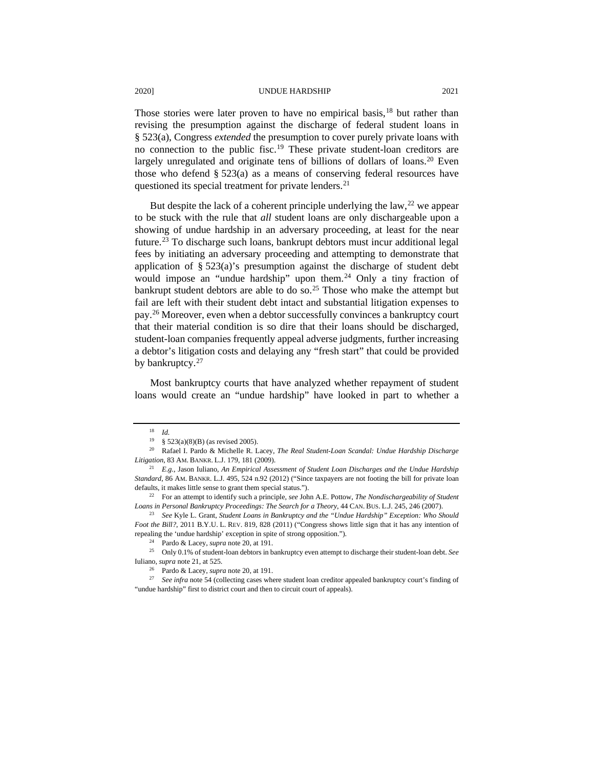Those stories were later proven to have no empirical basis,[18] but rather than revising the presumption against the discharge of federal student loans in § 523(a), Congress *extended* the presumption to cover purely private loans with no connection to the public fisc.[19] These private student-loan creditors are largely unregulated and originate tens of billions of dollars of loans.[20] Even those who defend § 523(a) as a means of conserving federal resources have questioned its special treatment for private lenders.[21]

But despite the lack of a coherent principle underlying the law,[22] we appear to be stuck with the rule that *all* student loans are only dischargeable upon a showing of undue hardship in an adversary proceeding, at least for the near future.[23] To discharge such loans, bankrupt debtors must incur additional legal fees by initiating an adversary proceeding and attempting to demonstrate that application of § 523(a)'s presumption against the discharge of student debt would impose an "undue hardship" upon them.[24] Only a tiny fraction of bankrupt student debtors are able to do so.[25] Those who make the attempt but fail are left with their student debt intact and substantial litigation expenses to pay.[26] Moreover, even when a debtor successfully convinces a bankruptcy court that their material condition is so dire that their loans should be discharged, student-loan companies frequently appeal adverse judgments, further increasing a debtor's litigation costs and delaying any "fresh start" that could be provided by bankruptcy.[27]

Most bankruptcy courts that have analyzed whether repayment of student loans would create an "undue hardship" have looked in part to whether a

---

[18] *Id.*

[19] § 523(a)(8)(B) (as revised 2005).

[20] Rafael I. Pardo & Michelle R. Lacey, *The Real Student-Loan Scandal: Undue Hardship Discharge Litigation*, 83 AM. BANKR. L.J. 179, 181 (2009).

[21] *E.g.*, Jason Iuliano, *An Empirical Assessment of Student Loan Discharges and the Undue Hardship Standard*, 86 AM. BANKR. L.J. 495, 524 n.92 (2012) ("Since taxpayers are not footing the bill for private loan defaults, it makes little sense to grant them special status.").

[22] For an attempt to identify such a principle, *see* John A.E. Pottow, *The Nondischargeability of Student Loans in Personal Bankruptcy Proceedings: The Search for a Theory*, 44 CAN. BUS. L.J. 245, 246 (2007).

[23] *See* Kyle L. Grant, *Student Loans in Bankruptcy and the "Undue Hardship" Exception: Who Should Foot the Bill?*, 2011 B.Y.U. L. REV. 819, 828 (2011) ("Congress shows little sign that it has any intention of repealing the 'undue hardship' exception in spite of strong opposition.").

[24] Pardo & Lacey, *supra* note 20, at 191.

[25] Only 0.1% of student-loan debtors in bankruptcy even attempt to discharge their student-loan debt. *See* Iuliano, *supra* note 21, at 525.

[26] Pardo & Lacey, *supra* note 20, at 191.

[27] *See infra* note 54 (collecting cases where student loan creditor appealed bankruptcy court's finding of "undue hardship" first to district court and then to circuit court of appeals).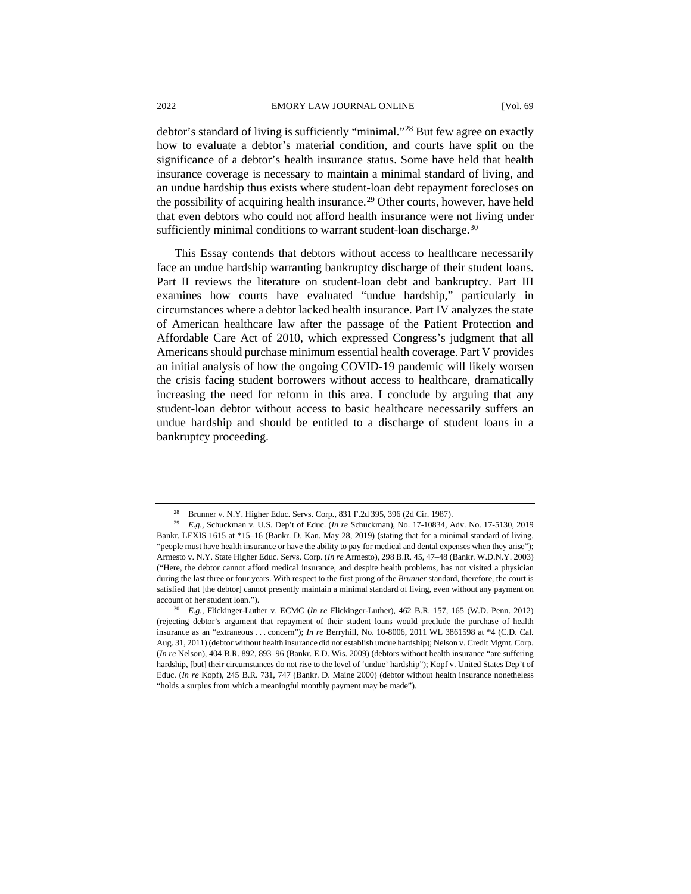debtor's standard of living is sufficiently "minimal."[28] But few agree on exactly how to evaluate a debtor's material condition, and courts have split on the significance of a debtor's health insurance status. Some have held that health insurance coverage is necessary to maintain a minimal standard of living, and an undue hardship thus exists where student-loan debt repayment forecloses on the possibility of acquiring health insurance.[29] Other courts, however, have held that even debtors who could not afford health insurance were not living under sufficiently minimal conditions to warrant student-loan discharge.[30]

This Essay contends that debtors without access to healthcare necessarily face an undue hardship warranting bankruptcy discharge of their student loans. Part II reviews the literature on student-loan debt and bankruptcy. Part III examines how courts have evaluated "undue hardship," particularly in circumstances where a debtor lacked health insurance. Part IV analyzes the state of American healthcare law after the passage of the Patient Protection and Affordable Care Act of 2010, which expressed Congress's judgment that all Americans should purchase minimum essential health coverage. Part V provides an initial analysis of how the ongoing COVID-19 pandemic will likely worsen the crisis facing student borrowers without access to healthcare, dramatically increasing the need for reform in this area. I conclude by arguing that any student-loan debtor without access to basic healthcare necessarily suffers an undue hardship and should be entitled to a discharge of student loans in a bankruptcy proceeding.

---

[28] Brunner v. N.Y. Higher Educ. Servs. Corp., 831 F.2d 395, 396 (2d Cir. 1987).

[29] *E.g.*, Schuckman v. U.S. Dep't of Educ. (*In re* Schuckman), No. 17-10834, Adv. No. 17-5130, 2019 Bankr. LEXIS 1615 at *15–16 (Bankr. D. Kan. May 28, 2019) (stating that for a minimal standard of living, "people must have health insurance or have the ability to pay for medical and dental expenses when they arise"); Armesto v. N.Y. State Higher Educ. Servs. Corp. (*In re* Armesto), 298 B.R. 45, 47–48 (Bankr. W.D.N.Y. 2003) ("Here, the debtor cannot afford medical insurance, and despite health problems, has not visited a physician during the last three or four years. With respect to the first prong of the *Brunner* standard, therefore, the court is satisfied that [the debtor] cannot presently maintain a minimal standard of living, even without any payment on account of her student loan.").

[30] *E.g.*, Flickinger-Luther v. ECMC (*In re* Flickinger-Luther), 462 B.R. 157, 165 (W.D. Penn. 2012) (rejecting debtor's argument that repayment of their student loans would preclude the purchase of health insurance as an "extraneous . . . concern"); *In re* Berryhill, No. 10-8006, 2011 WL 3861598 at *4 (C.D. Cal. Aug. 31, 2011) (debtor without health insurance did not establish undue hardship); Nelson v. Credit Mgmt. Corp. (*In re* Nelson), 404 B.R. 892, 893–96 (Bankr. E.D. Wis. 2009) (debtors without health insurance "are suffering hardship, [but] their circumstances do not rise to the level of 'undue' hardship"); Kopf v. United States Dep't of Educ. (*In re* Kopf), 245 B.R. 731, 747 (Bankr. D. Maine 2000) (debtor without health insurance nonetheless "holds a surplus from which a meaningful monthly payment may be made").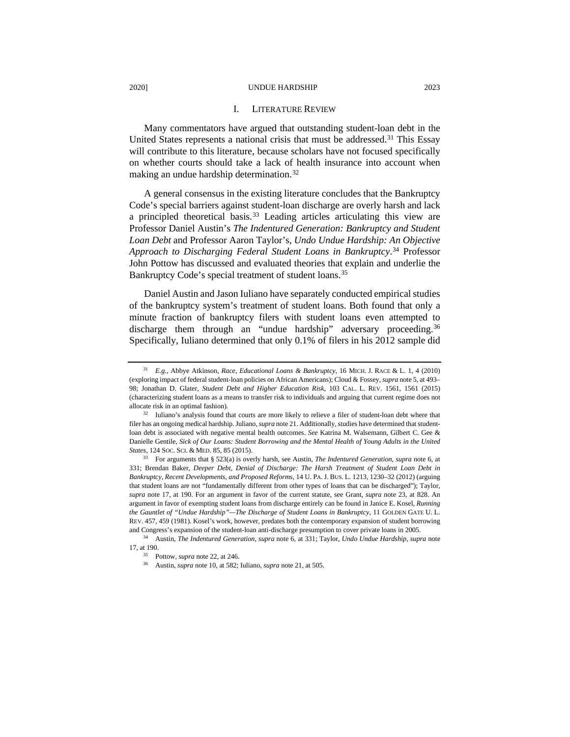## I. LITERATURE REVIEW

Many commentators have argued that outstanding student-loan debt in the United States represents a national crisis that must be addressed.[31] This Essay will contribute to this literature, because scholars have not focused specifically on whether courts should take a lack of health insurance into account when making an undue hardship determination.[32]

A general consensus in the existing literature concludes that the Bankruptcy Code's special barriers against student-loan discharge are overly harsh and lack a principled theoretical basis.[33] Leading articles articulating this view are Professor Daniel Austin's *The Indentured Generation: Bankruptcy and Student Loan Debt* and Professor Aaron Taylor's, *Undo Undue Hardship: An Objective Approach to Discharging Federal Student Loans in Bankruptcy*.[34] Professor John Pottow has discussed and evaluated theories that explain and underlie the Bankruptcy Code's special treatment of student loans.[35]

Daniel Austin and Jason Iuliano have separately conducted empirical studies of the bankruptcy system's treatment of student loans. Both found that only a minute fraction of bankruptcy filers with student loans even attempted to discharge them through an "undue hardship" adversary proceeding.[36] Specifically, Iuliano determined that only 0.1% of filers in his 2012 sample did

---

[31] *E.g.*, Abbye Atkinson, *Race, Educational Loans & Bankruptcy*, 16 MICH. J. RACE & L. 1, 4 (2010) (exploring impact of federal student-loan policies on African Americans); Cloud & Fossey, *supra* note 5, at 493–98; Jonathan D. Glater, *Student Debt and Higher Education Risk*, 103 CAL. L. REV. 1561, 1561 (2015) (characterizing student loans as a means to transfer risk to individuals and arguing that current regime does not allocate risk in an optimal fashion).

[32] Iuliano's analysis found that courts are more likely to relieve a filer of student-loan debt where that filer has an ongoing medical hardship. Juliano, *supra* note 21. Additionally, studies have determined that student-loan debt is associated with negative mental health outcomes. *See* Katrina M. Walsemann, Gilbert C. Gee & Danielle Gentile, *Sick of Our Loans: Student Borrowing and the Mental Health of Young Adults in the United States*, 124 SOC. SCI. & MED. 85, 85 (2015).

[33] For arguments that § 523(a) is overly harsh, see Austin, *The Indentured Generation*, *supra* note 6, at 331; Brendan Baker, *Deeper Debt, Denial of Discharge: The Harsh Treatment of Student Loan Debt in Bankruptcy, Recent Developments, and Proposed Reforms*, 14 U. PA. J. BUS. L. 1213, 1230–32 (2012) (arguing that student loans are not "fundamentally different from other types of loans that can be discharged"); Taylor, *supra* note 17, at 190. For an argument in favor of the current statute, see Grant, *supra* note 23, at 828. An argument in favor of exempting student loans from discharge entirely can be found in Janice E. Kosel, *Running the Gauntlet of "Undue Hardship"—The Discharge of Student Loans in Bankruptcy*, 11 GOLDEN GATE U. L. REV. 457, 459 (1981). Kosel's work, however, predates both the contemporary expansion of student borrowing and Congress's expansion of the student-loan anti-discharge presumption to cover private loans in 2005.

[34] Austin, *The Indentured Generation*, *supra* note 6, at 331; Taylor, *Undo Undue Hardship*, *supra* note 17, at 190.

[35] Pottow, *supra* note 22, at 246.

[36] Austin, *supra* note 10, at 582; Iuliano, *supra* note 21, at 505.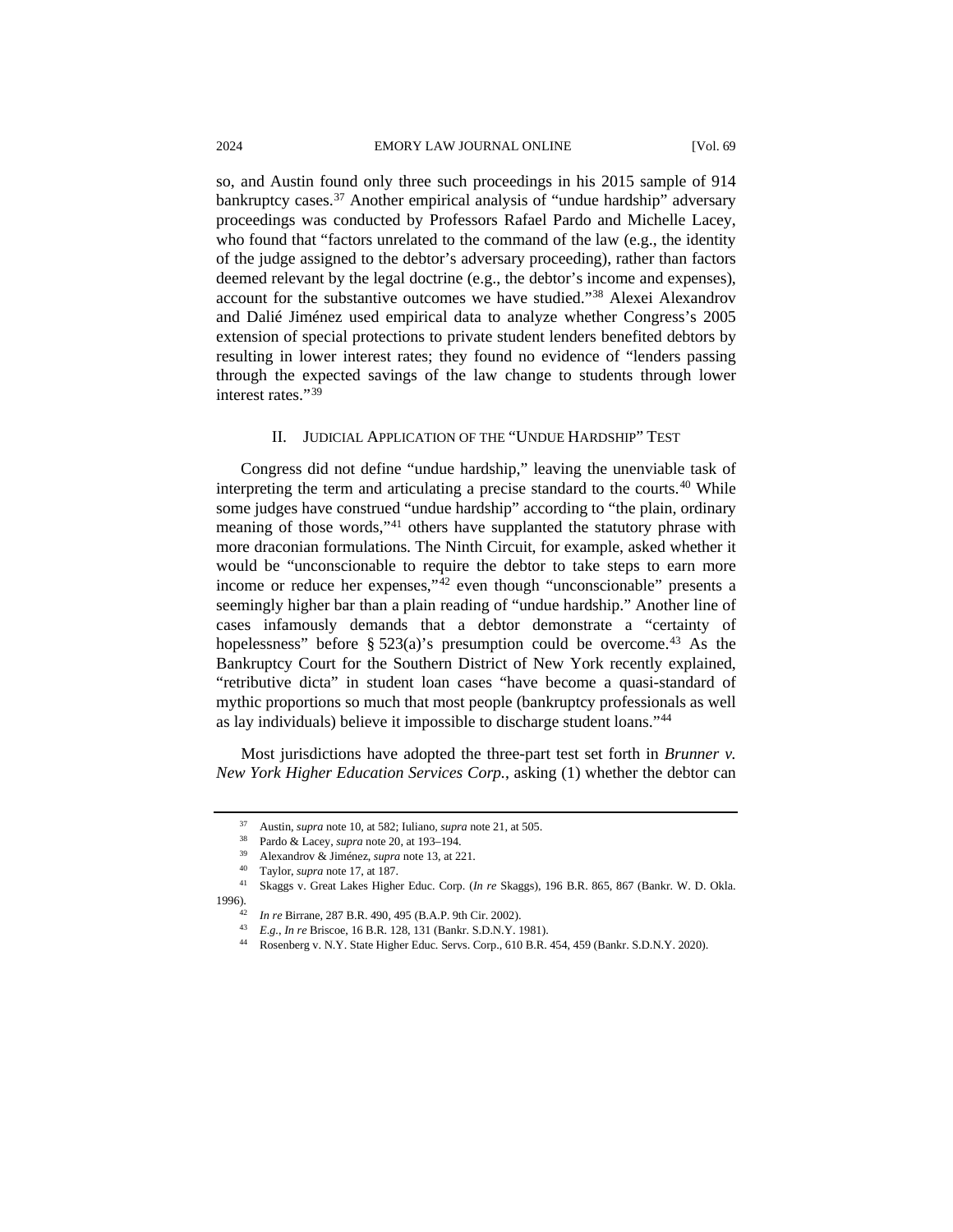so, and Austin found only three such proceedings in his 2015 sample of 914 bankruptcy cases.[37] Another empirical analysis of "undue hardship" adversary proceedings was conducted by Professors Rafael Pardo and Michelle Lacey, who found that "factors unrelated to the command of the law (e.g., the identity of the judge assigned to the debtor's adversary proceeding), rather than factors deemed relevant by the legal doctrine (e.g., the debtor's income and expenses), account for the substantive outcomes we have studied."[38] Alexei Alexandrov and Dalié Jiménez used empirical data to analyze whether Congress's 2005 extension of special protections to private student lenders benefited debtors by resulting in lower interest rates; they found no evidence of "lenders passing through the expected savings of the law change to students through lower interest rates."[39]

## II. JUDICIAL APPLICATION OF THE "UNDUE HARDSHIP" TEST

Congress did not define "undue hardship," leaving the unenviable task of interpreting the term and articulating a precise standard to the courts.[40] While some judges have construed "undue hardship" according to "the plain, ordinary meaning of those words,"[41] others have supplanted the statutory phrase with more draconian formulations. The Ninth Circuit, for example, asked whether it would be "unconscionable to require the debtor to take steps to earn more income or reduce her expenses,"[42] even though "unconscionable" presents a seemingly higher bar than a plain reading of "undue hardship." Another line of cases infamously demands that a debtor demonstrate a "certainty of hopelessness" before § 523(a)'s presumption could be overcome.[43] As the Bankruptcy Court for the Southern District of New York recently explained, "retributive dicta" in student loan cases "have become a quasi-standard of mythic proportions so much that most people (bankruptcy professionals as well as lay individuals) believe it impossible to discharge student loans."[44]

Most jurisdictions have adopted the three-part test set forth in *Brunner v. New York Higher Education Services Corp.*, asking (1) whether the debtor can

---

[37] Austin, *supra* note 10, at 582; Iuliano, *supra* note 21, at 505.

[38] Pardo & Lacey, *supra* note 20, at 193–194.

[39] Alexandrov & Jiménez, *supra* note 13, at 221.

[40] Taylor, *supra* note 17, at 187.

[41] Skaggs v. Great Lakes Higher Educ. Corp. (*In re* Skaggs), 196 B.R. 865, 867 (Bankr. W. D. Okla. 1996).

[42] *In re* Birrane, 287 B.R. 490, 495 (B.A.P. 9th Cir. 2002).

[43] *E.g.*, *In re* Briscoe, 16 B.R. 128, 131 (Bankr. S.D.N.Y. 1981).

[44] Rosenberg v. N.Y. State Higher Educ. Servs. Corp., 610 B.R. 454, 459 (Bankr. S.D.N.Y. 2020).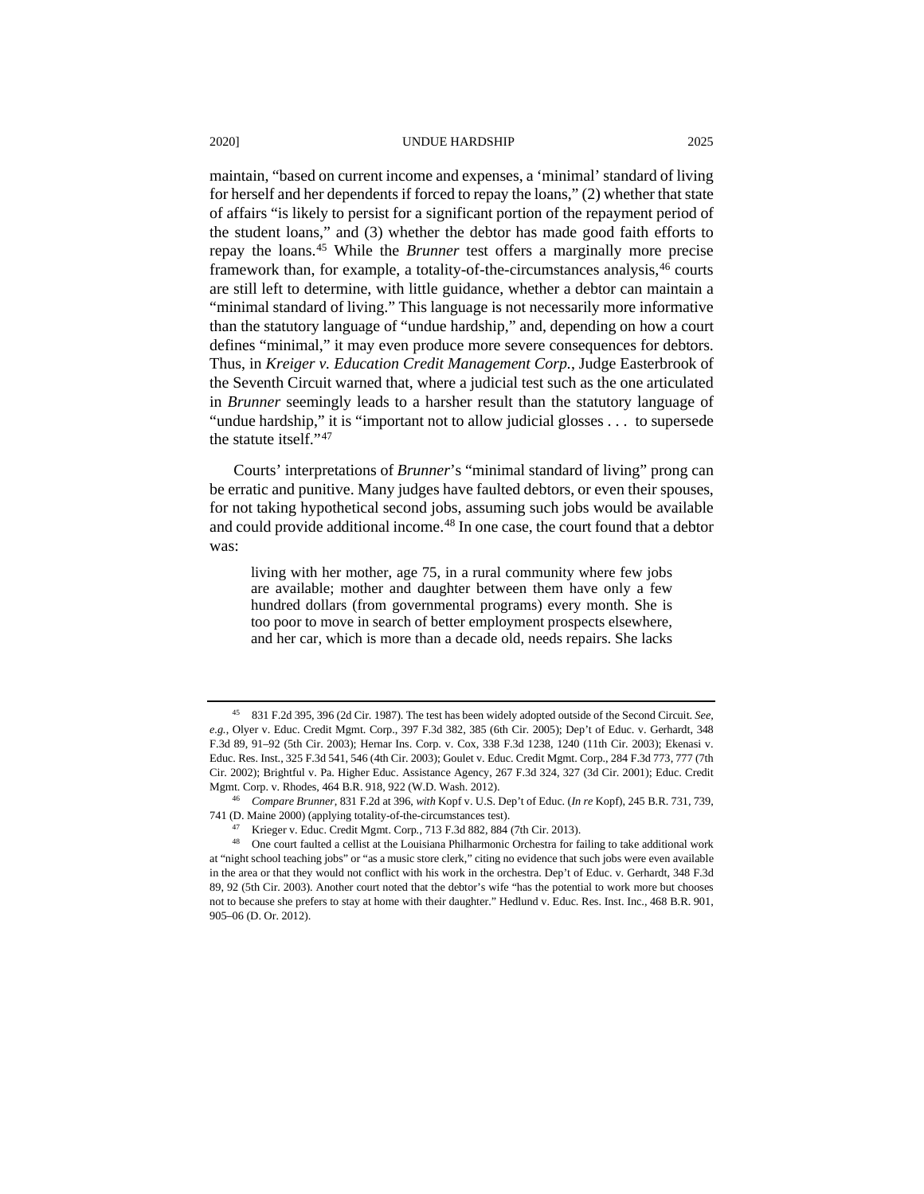maintain, "based on current income and expenses, a 'minimal' standard of living for herself and her dependents if forced to repay the loans," (2) whether that state of affairs "is likely to persist for a significant portion of the repayment period of the student loans," and (3) whether the debtor has made good faith efforts to repay the loans.[45] While the *Brunner* test offers a marginally more precise framework than, for example, a totality-of-the-circumstances analysis,[46] courts are still left to determine, with little guidance, whether a debtor can maintain a "minimal standard of living." This language is not necessarily more informative than the statutory language of "undue hardship," and, depending on how a court defines "minimal," it may even produce more severe consequences for debtors. Thus, in *Kreiger v. Education Credit Management Corp.*, Judge Easterbrook of the Seventh Circuit warned that, where a judicial test such as the one articulated in *Brunner* seemingly leads to a harsher result than the statutory language of "undue hardship," it is "important not to allow judicial glosses . . . to supersede the statute itself."[47]

Courts' interpretations of *Brunner*'s "minimal standard of living" prong can be erratic and punitive. Many judges have faulted debtors, or even their spouses, for not taking hypothetical second jobs, assuming such jobs would be available and could provide additional income.[48] In one case, the court found that a debtor was:

> living with her mother, age 75, in a rural community where few jobs are available; mother and daughter between them have only a few hundred dollars (from governmental programs) every month. She is too poor to move in search of better employment prospects elsewhere, and her car, which is more than a decade old, needs repairs. She lacks

---

[45] 831 F.2d 395, 396 (2d Cir. 1987). The test has been widely adopted outside of the Second Circuit. *See, e.g.*, Olyer v. Educ. Credit Mgmt. Corp., 397 F.3d 382, 385 (6th Cir. 2005); Dep't of Educ. v. Gerhardt, 348 F.3d 89, 91–92 (5th Cir. 2003); Hernar Ins. Corp. v. Cox, 338 F.3d 1238, 1240 (11th Cir. 2003); Ekenasi v. Educ. Res. Inst., 325 F.3d 541, 546 (4th Cir. 2003); Goulet v. Educ. Credit Mgmt. Corp., 284 F.3d 773, 777 (7th Cir. 2002); Brightful v. Pa. Higher Educ. Assistance Agency, 267 F.3d 324, 327 (3d Cir. 2001); Educ. Credit Mgmt. Corp. v. Rhodes, 464 B.R. 918, 922 (W.D. Wash. 2012).

[46] *Compare Brunner*, 831 F.2d at 396, *with* Kopf v. U.S. Dep't of Educ. (*In re* Kopf), 245 B.R. 731, 739, 741 (D. Maine 2000) (applying totality-of-the-circumstances test).

[47] Krieger v. Educ. Credit Mgmt. Corp*.*, 713 F.3d 882, 884 (7th Cir. 2013).

[48] One court faulted a cellist at the Louisiana Philharmonic Orchestra for failing to take additional work at "night school teaching jobs" or "as a music store clerk," citing no evidence that such jobs were even available in the area or that they would not conflict with his work in the orchestra. Dep't of Educ. v. Gerhardt, 348 F.3d 89, 92 (5th Cir. 2003). Another court noted that the debtor's wife "has the potential to work more but chooses not to because she prefers to stay at home with their daughter." Hedlund v. Educ. Res. Inst. Inc., 468 B.R. 901, 905–06 (D. Or. 2012).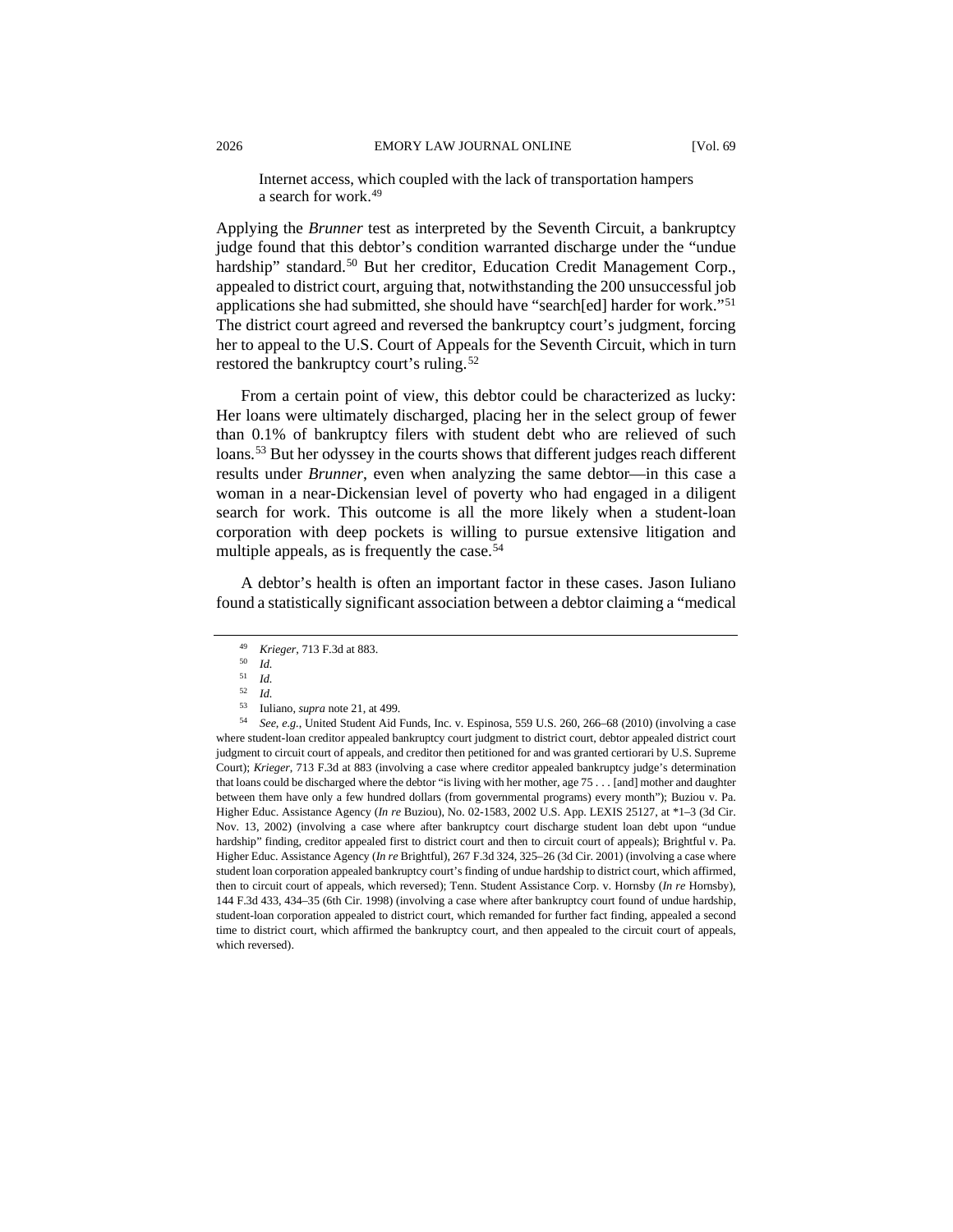> Internet access, which coupled with the lack of transportation hampers a search for work.[49]

Applying the *Brunner* test as interpreted by the Seventh Circuit, a bankruptcy judge found that this debtor's condition warranted discharge under the "undue hardship" standard.[50] But her creditor, Education Credit Management Corp., appealed to district court, arguing that, notwithstanding the 200 unsuccessful job applications she had submitted, she should have "search[ed] harder for work."[51] The district court agreed and reversed the bankruptcy court's judgment, forcing her to appeal to the U.S. Court of Appeals for the Seventh Circuit, which in turn restored the bankruptcy court's ruling.[52]

From a certain point of view, this debtor could be characterized as lucky: Her loans were ultimately discharged, placing her in the select group of fewer than 0.1% of bankruptcy filers with student debt who are relieved of such loans.[53] But her odyssey in the courts shows that different judges reach different results under *Brunner*, even when analyzing the same debtor—in this case a woman in a near-Dickensian level of poverty who had engaged in a diligent search for work. This outcome is all the more likely when a student-loan corporation with deep pockets is willing to pursue extensive litigation and multiple appeals, as is frequently the case.[54]

A debtor's health is often an important factor in these cases. Jason Iuliano found a statistically significant association between a debtor claiming a "medical

---

[49] *Krieger*, 713 F.3d at 883.

[50] *Id.*

[51] *Id.*

[52] *Id.*

[53] Iuliano, *supra* note 21, at 499.

[54] *See, e.g.*, United Student Aid Funds, Inc. v. Espinosa, 559 U.S. 260, 266–68 (2010) (involving a case where student-loan creditor appealed bankruptcy court judgment to district court, debtor appealed district court judgment to circuit court of appeals, and creditor then petitioned for and was granted certiorari by U.S. Supreme Court); *Krieger*, 713 F.3d at 883 (involving a case where creditor appealed bankruptcy judge's determination that loans could be discharged where the debtor "is living with her mother, age 75 . . . [and] mother and daughter between them have only a few hundred dollars (from governmental programs) every month"); Buziou v. Pa. Higher Educ. Assistance Agency (*In re* Buziou), No. 02-1583, 2002 U.S. App. LEXIS 25127, at *1–3 (3d Cir. Nov. 13, 2002) (involving a case where after bankruptcy court discharge student loan debt upon "undue hardship" finding, creditor appealed first to district court and then to circuit court of appeals); Brightful v. Pa. Higher Educ. Assistance Agency (*In re* Brightful), 267 F.3d 324, 325–26 (3d Cir. 2001) (involving a case where student loan corporation appealed bankruptcy court's finding of undue hardship to district court, which affirmed, then to circuit court of appeals, which reversed); Tenn. Student Assistance Corp. v. Hornsby (*In re* Hornsby), 144 F.3d 433, 434–35 (6th Cir. 1998) (involving a case where after bankruptcy court found of undue hardship, student-loan corporation appealed to district court, which remanded for further fact finding, appealed a second time to district court, which affirmed the bankruptcy court, and then appealed to the circuit court of appeals, which reversed).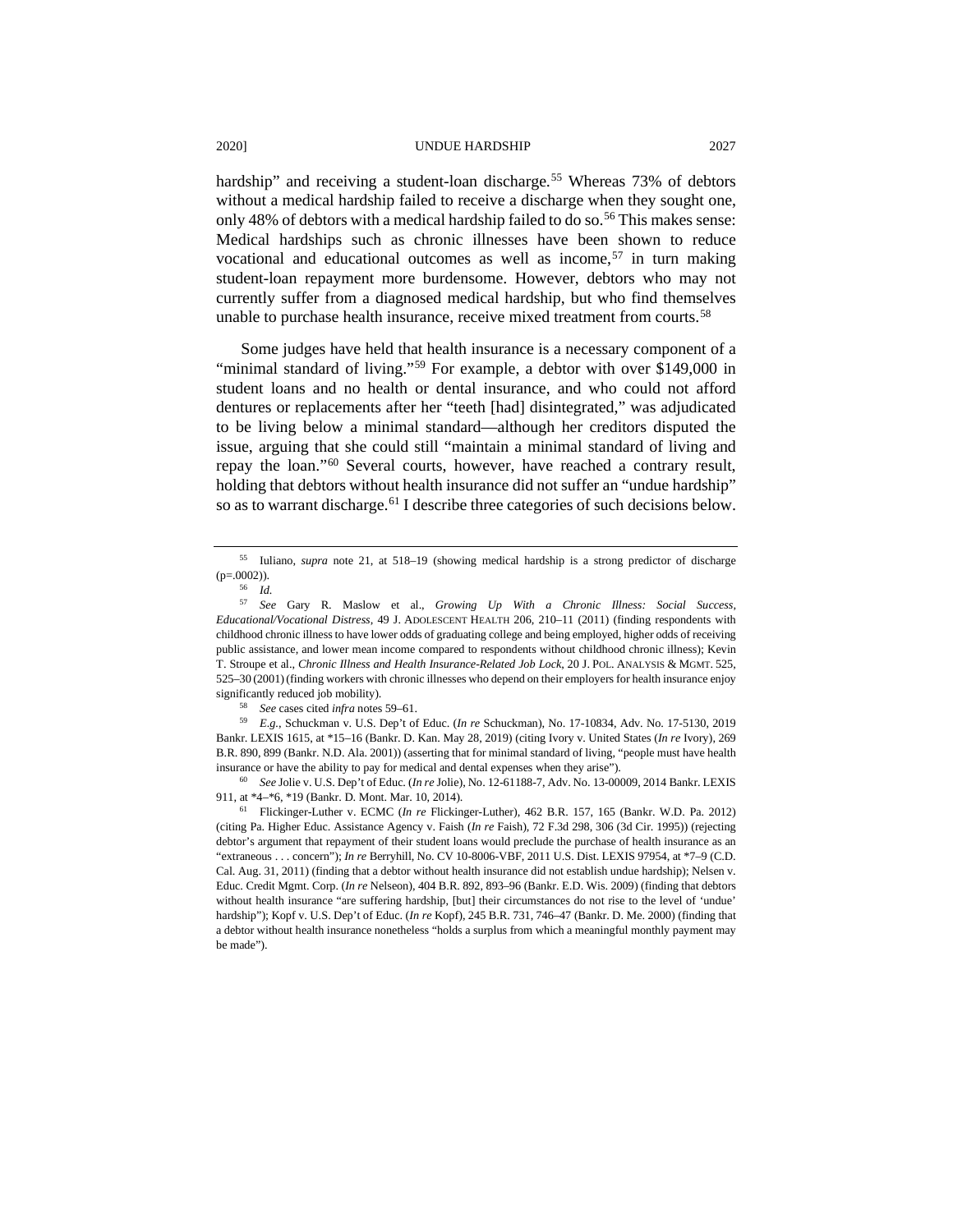hardship" and receiving a student-loan discharge.[55] Whereas 73% of debtors without a medical hardship failed to receive a discharge when they sought one, only 48% of debtors with a medical hardship failed to do so.[56] This makes sense: Medical hardships such as chronic illnesses have been shown to reduce vocational and educational outcomes as well as income,[57] in turn making student-loan repayment more burdensome. However, debtors who may not currently suffer from a diagnosed medical hardship, but who find themselves unable to purchase health insurance, receive mixed treatment from courts.[58]

Some judges have held that health insurance is a necessary component of a "minimal standard of living."[59] For example, a debtor with over $149,000 in student loans and no health or dental insurance, and who could not afford dentures or replacements after her "teeth [had] disintegrated," was adjudicated to be living below a minimal standard—although her creditors disputed the issue, arguing that she could still "maintain a minimal standard of living and repay the loan."[60] Several courts, however, have reached a contrary result, holding that debtors without health insurance did not suffer an "undue hardship" so as to warrant discharge.[61] I describe three categories of such decisions below.

---

[55] Iuliano, *supra* note 21, at 518–19 (showing medical hardship is a strong predictor of discharge (p=.0002)).

[56] *Id.*

[57] *See* Gary R. Maslow et al., *Growing Up With a Chronic Illness: Social Success, Educational/Vocational Distress*, 49 J. ADOLESCENT HEALTH 206, 210–11 (2011) (finding respondents with childhood chronic illness to have lower odds of graduating college and being employed, higher odds of receiving public assistance, and lower mean income compared to respondents without childhood chronic illness); Kevin T. Stroupe et al., *Chronic Illness and Health Insurance-Related Job Lock*, 20 J. POL. ANALYSIS & MGMT. 525, 525–30 (2001) (finding workers with chronic illnesses who depend on their employers for health insurance enjoy significantly reduced job mobility).

[58] *See* cases cited *infra* notes 59–61.

[59] *E.g.*, Schuckman v. U.S. Dep't of Educ. (*In re* Schuckman), No. 17-10834, Adv. No. 17-5130, 2019 Bankr. LEXIS 1615, at *15–16 (Bankr. D. Kan. May 28, 2019) (citing Ivory v. United States (*In re* Ivory), 269 B.R. 890, 899 (Bankr. N.D. Ala. 2001)) (asserting that for minimal standard of living, "people must have health insurance or have the ability to pay for medical and dental expenses when they arise").

[60] *See* Jolie v. U.S. Dep't of Educ. (*In re* Jolie), No. 12-61188-7, Adv. No. 13-00009, 2014 Bankr. LEXIS 911, at *4–*6, *19 (Bankr. D. Mont. Mar. 10, 2014).

[61] Flickinger-Luther v. ECMC (*In re* Flickinger-Luther), 462 B.R. 157, 165 (Bankr. W.D. Pa. 2012) (citing Pa. Higher Educ. Assistance Agency v. Faish (*In re* Faish), 72 F.3d 298, 306 (3d Cir. 1995)) (rejecting debtor's argument that repayment of their student loans would preclude the purchase of health insurance as an "extraneous . . . concern"); *In re* Berryhill, No. CV 10-8006-VBF, 2011 U.S. Dist. LEXIS 97954, at *7–9 (C.D. Cal. Aug. 31, 2011) (finding that a debtor without health insurance did not establish undue hardship); Nelsen v. Educ. Credit Mgmt. Corp. (*In re* Nelseon), 404 B.R. 892, 893–96 (Bankr. E.D. Wis. 2009) (finding that debtors without health insurance "are suffering hardship, [but] their circumstances do not rise to the level of 'undue' hardship"); Kopf v. U.S. Dep't of Educ. (*In re* Kopf), 245 B.R. 731, 746–47 (Bankr. D. Me. 2000) (finding that a debtor without health insurance nonetheless "holds a surplus from which a meaningful monthly payment may be made").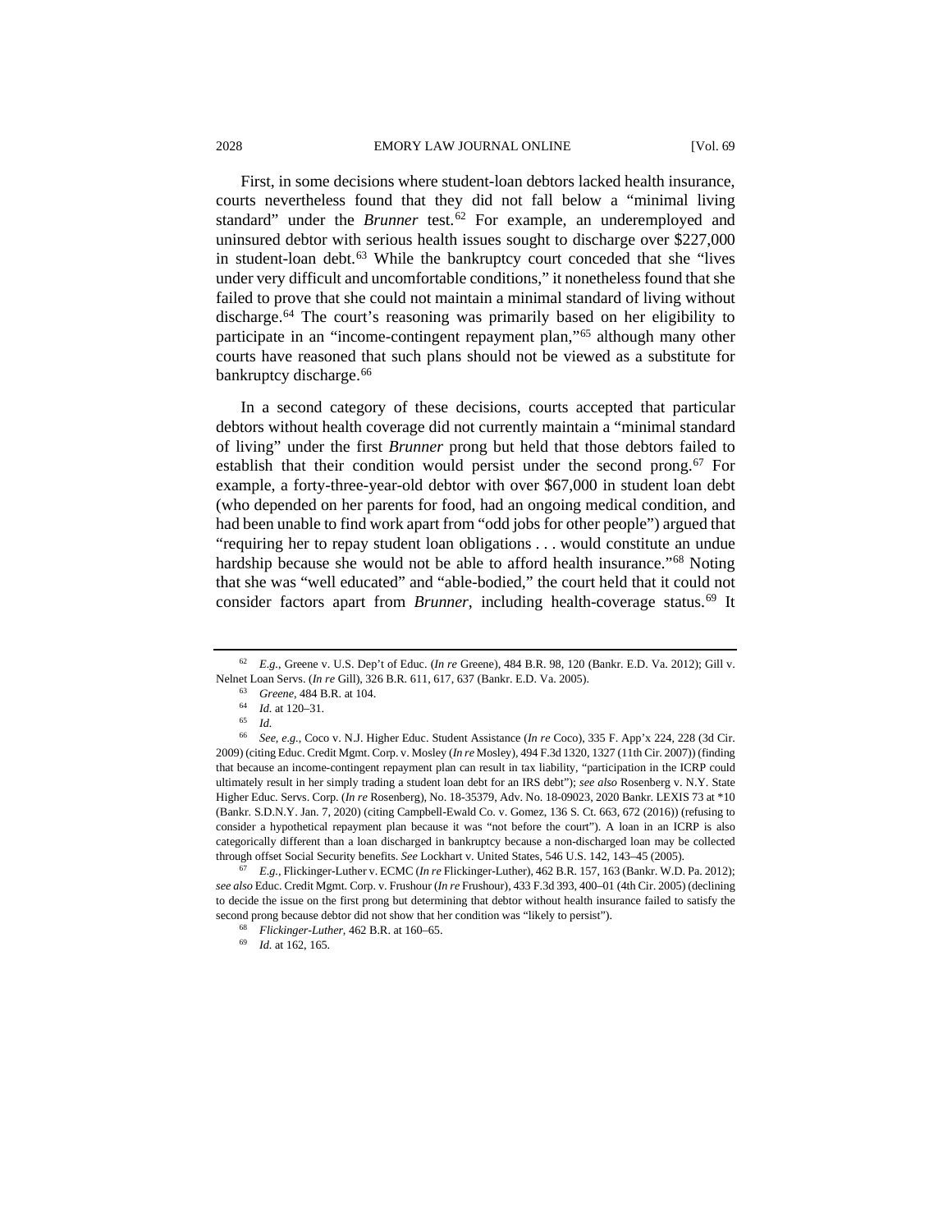First, in some decisions where student-loan debtors lacked health insurance, courts nevertheless found that they did not fall below a "minimal living standard" under the *Brunner* test.[62] For example, an underemployed and uninsured debtor with serious health issues sought to discharge over $227,000 in student-loan debt.[63] While the bankruptcy court conceded that she "lives under very difficult and uncomfortable conditions," it nonetheless found that she failed to prove that she could not maintain a minimal standard of living without discharge.[64] The court's reasoning was primarily based on her eligibility to participate in an "income-contingent repayment plan,"[65] although many other courts have reasoned that such plans should not be viewed as a substitute for bankruptcy discharge.[66]

In a second category of these decisions, courts accepted that particular debtors without health coverage did not currently maintain a "minimal standard of living" under the first *Brunner* prong but held that those debtors failed to establish that their condition would persist under the second prong.[67] For example, a forty-three-year-old debtor with over $67,000 in student loan debt (who depended on her parents for food, had an ongoing medical condition, and had been unable to find work apart from "odd jobs for other people") argued that "requiring her to repay student loan obligations . . . would constitute an undue hardship because she would not be able to afford health insurance."[68] Noting that she was "well educated" and "able-bodied," the court held that it could not consider factors apart from *Brunner*, including health-coverage status.[69] It

---

[62] *E.g.*, Greene v. U.S. Dep't of Educ. (*In re* Greene), 484 B.R. 98, 120 (Bankr. E.D. Va. 2012); Gill v. Nelnet Loan Servs. (*In re* Gill), 326 B.R. 611, 617, 637 (Bankr. E.D. Va. 2005).

[63] *Greene*, 484 B.R. at 104.

[64] *Id.* at 120–31.

[65] *Id.*

[66] *See, e.g.*, Coco v. N.J. Higher Educ. Student Assistance (*In re* Coco), 335 F. App'x 224, 228 (3d Cir. 2009) (citing Educ. Credit Mgmt. Corp. v. Mosley (*In re* Mosley), 494 F.3d 1320, 1327 (11th Cir. 2007)) (finding that because an income-contingent repayment plan can result in tax liability, "participation in the ICRP could ultimately result in her simply trading a student loan debt for an IRS debt"); *see also* Rosenberg v. N.Y. State Higher Educ. Servs. Corp. (*In re* Rosenberg), No. 18-35379, Adv. No. 18-09023, 2020 Bankr. LEXIS 73 at *10 (Bankr. S.D.N.Y. Jan. 7, 2020) (citing Campbell-Ewald Co. v. Gomez, 136 S. Ct. 663, 672 (2016)) (refusing to consider a hypothetical repayment plan because it was "not before the court"). A loan in an ICRP is also categorically different than a loan discharged in bankruptcy because a non-discharged loan may be collected through offset Social Security benefits. *See* Lockhart v. United States, 546 U.S. 142, 143–45 (2005).

[67] *E.g.*, Flickinger-Luther v. ECMC (*In re* Flickinger-Luther), 462 B.R. 157, 163 (Bankr. W.D. Pa. 2012); *see also* Educ. Credit Mgmt. Corp. v. Frushour (*In re* Frushour), 433 F.3d 393, 400–01 (4th Cir. 2005) (declining to decide the issue on the first prong but determining that debtor without health insurance failed to satisfy the second prong because debtor did not show that her condition was "likely to persist").

[68] *Flickinger-Luther*, 462 B.R. at 160–65.

[69] *Id.* at 162, 165.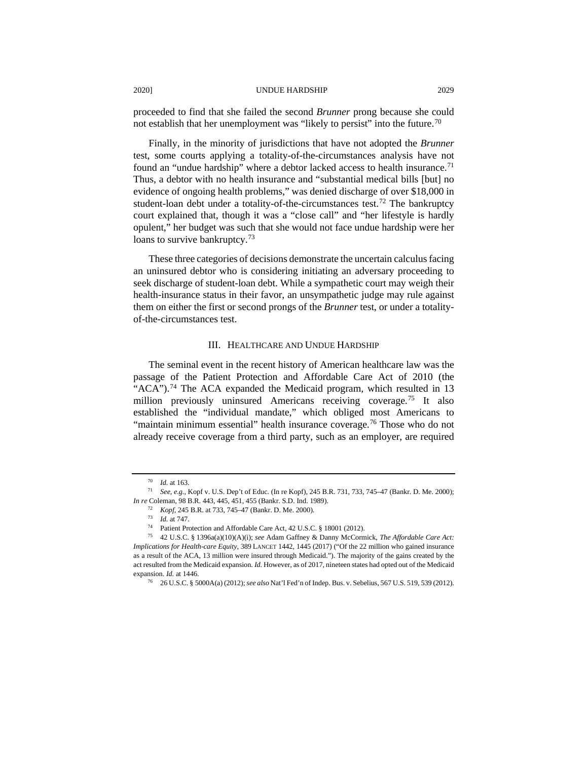proceeded to find that she failed the second *Brunner* prong because she could not establish that her unemployment was "likely to persist" into the future.[70]

Finally, in the minority of jurisdictions that have not adopted the *Brunner* test, some courts applying a totality-of-the-circumstances analysis have not found an "undue hardship" where a debtor lacked access to health insurance.[71] Thus, a debtor with no health insurance and "substantial medical bills [but] no evidence of ongoing health problems," was denied discharge of over $18,000 in student-loan debt under a totality-of-the-circumstances test.[72] The bankruptcy court explained that, though it was a "close call" and "her lifestyle is hardly opulent," her budget was such that she would not face undue hardship were her loans to survive bankruptcy.[73]

These three categories of decisions demonstrate the uncertain calculus facing an uninsured debtor who is considering initiating an adversary proceeding to seek discharge of student-loan debt. While a sympathetic court may weigh their health-insurance status in their favor, an unsympathetic judge may rule against them on either the first or second prongs of the *Brunner* test, or under a totality-of-the-circumstances test.

## III. HEALTHCARE AND UNDUE HARDSHIP

The seminal event in the recent history of American healthcare law was the passage of the Patient Protection and Affordable Care Act of 2010 (the "ACA").[74] The ACA expanded the Medicaid program, which resulted in 13 million previously uninsured Americans receiving coverage.[75] It also established the "individual mandate," which obliged most Americans to "maintain minimum essential" health insurance coverage.[76] Those who do not already receive coverage from a third party, such as an employer, are required

---

[70] *Id.* at 163.

[71] *See, e.g.*, Kopf v. U.S. Dep't of Educ. (In re Kopf), 245 B.R. 731, 733, 745–47 (Bankr. D. Me. 2000); *In re* Coleman, 98 B.R. 443, 445, 451, 455 (Bankr. S.D. Ind. 1989).

[72] *Kopf*, 245 B.R. at 733, 745–47 (Bankr. D. Me. 2000).

[73] *Id.* at 747.

[74] Patient Protection and Affordable Care Act, 42 U.S.C. § 18001 (2012).

[75] 42 U.S.C. § 1396a(a)(10)(A)(i); *see* Adam Gaffney & Danny McCormick, *The Affordable Care Act: Implications for Health-care Equity*, 389 LANCET 1442, 1445 (2017) ("Of the 22 million who gained insurance as a result of the ACA, 13 million were insured through Medicaid."). The majority of the gains created by the act resulted from the Medicaid expansion. *Id.* However, as of 2017, nineteen states had opted out of the Medicaid expansion. *Id.* at 1446.

[76] 26 U.S.C. § 5000A(a) (2012); *see also* Nat'l Fed'n of Indep. Bus. v. Sebelius, 567 U.S. 519, 539 (2012).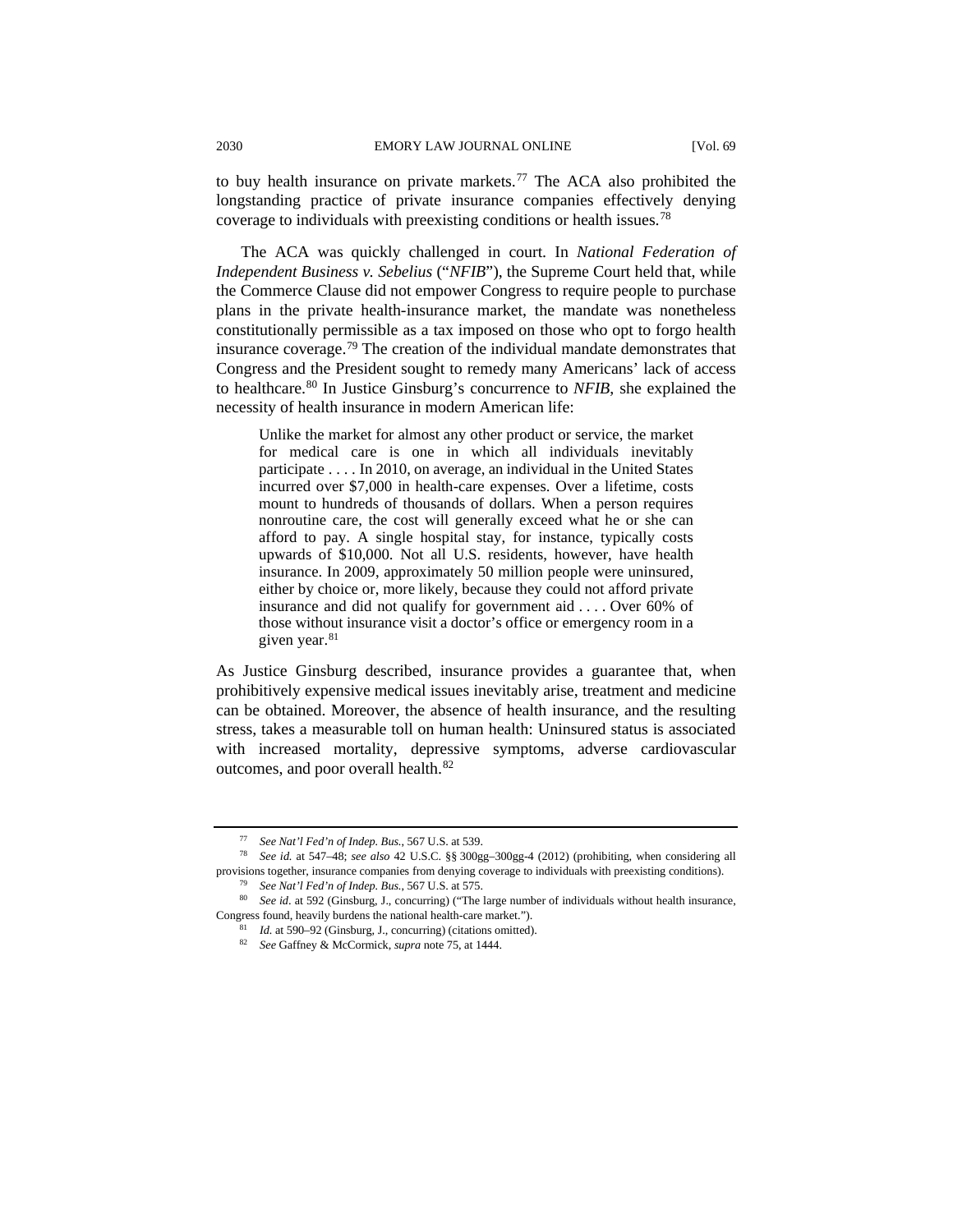to buy health insurance on private markets.[77] The ACA also prohibited the longstanding practice of private insurance companies effectively denying coverage to individuals with preexisting conditions or health issues.[78]

The ACA was quickly challenged in court. In *National Federation of Independent Business v. Sebelius* ("*NFIB*"), the Supreme Court held that, while the Commerce Clause did not empower Congress to require people to purchase plans in the private health-insurance market, the mandate was nonetheless constitutionally permissible as a tax imposed on those who opt to forgo health insurance coverage.[79] The creation of the individual mandate demonstrates that Congress and the President sought to remedy many Americans' lack of access to healthcare.[80] In Justice Ginsburg's concurrence to *NFIB*, she explained the necessity of health insurance in modern American life:

> Unlike the market for almost any other product or service, the market for medical care is one in which all individuals inevitably participate . . . . In 2010, on average, an individual in the United States incurred over $7,000 in health-care expenses. Over a lifetime, costs mount to hundreds of thousands of dollars. When a person requires nonroutine care, the cost will generally exceed what he or she can afford to pay. A single hospital stay, for instance, typically costs upwards of $10,000. Not all U.S. residents, however, have health insurance. In 2009, approximately 50 million people were uninsured, either by choice or, more likely, because they could not afford private insurance and did not qualify for government aid . . . . Over 60% of those without insurance visit a doctor's office or emergency room in a given year.[81]

As Justice Ginsburg described, insurance provides a guarantee that, when prohibitively expensive medical issues inevitably arise, treatment and medicine can be obtained. Moreover, the absence of health insurance, and the resulting stress, takes a measurable toll on human health: Uninsured status is associated with increased mortality, depressive symptoms, adverse cardiovascular outcomes, and poor overall health.[82]

---

[77] *See Nat'l Fed'n of Indep. Bus.*, 567 U.S. at 539.

[78] *See id.* at 547–48; *see also* 42 U.S.C. §§ 300gg–300gg-4 (2012) (prohibiting, when considering all provisions together, insurance companies from denying coverage to individuals with preexisting conditions).

[79] *See Nat'l Fed'n of Indep. Bus.*, 567 U.S. at 575.

[80] *See id.* at 592 (Ginsburg, J., concurring) ("The large number of individuals without health insurance, Congress found, heavily burdens the national health-care market.").

[81] *Id.* at 590–92 (Ginsburg, J., concurring) (citations omitted).

[82] *See* Gaffney & McCormick, *supra* note 75, at 1444.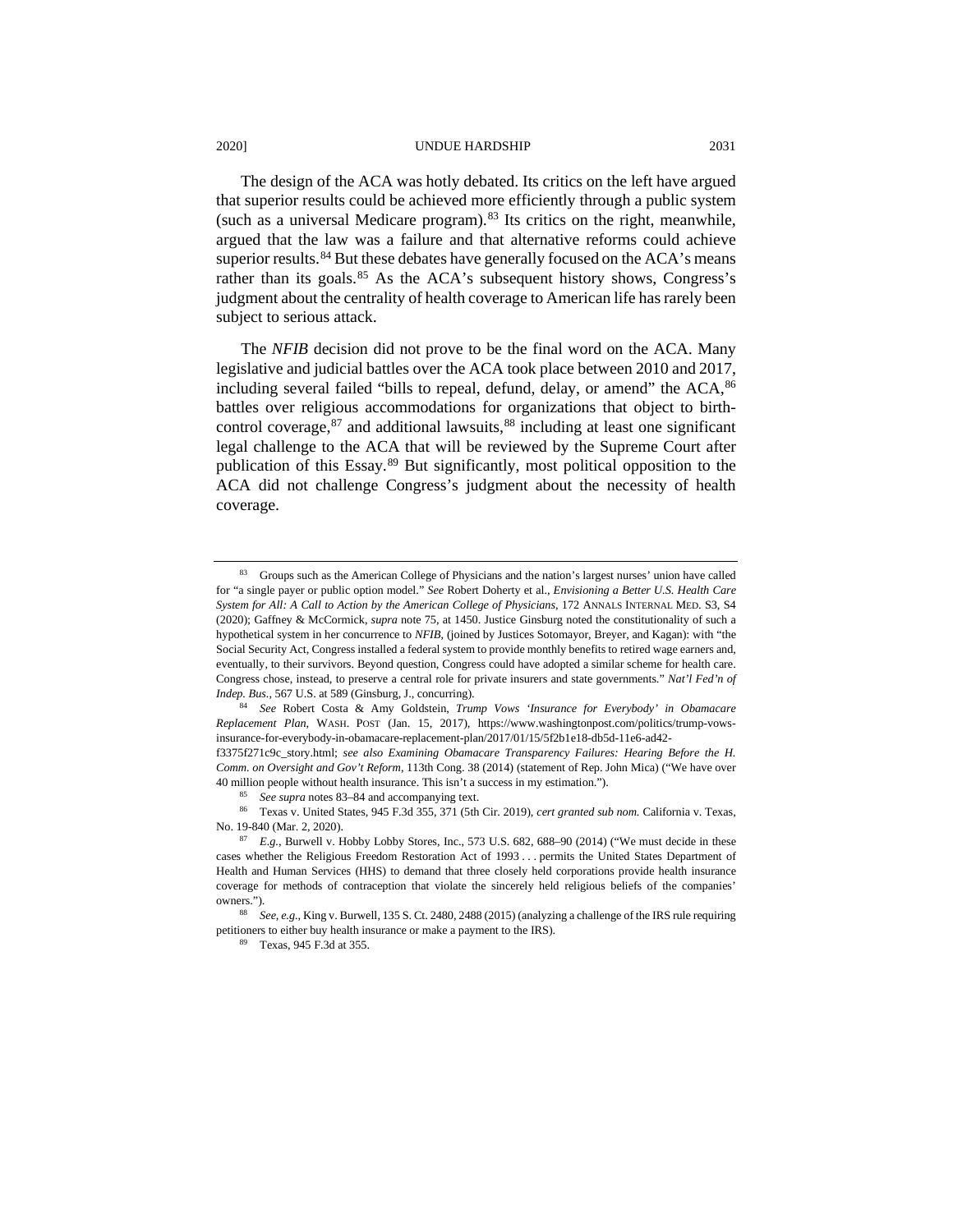The design of the ACA was hotly debated. Its critics on the left have argued that superior results could be achieved more efficiently through a public system (such as a universal Medicare program).[83] Its critics on the right, meanwhile, argued that the law was a failure and that alternative reforms could achieve superior results.[84] But these debates have generally focused on the ACA's means rather than its goals.[85] As the ACA's subsequent history shows, Congress's judgment about the centrality of health coverage to American life has rarely been subject to serious attack.

The *NFIB* decision did not prove to be the final word on the ACA. Many legislative and judicial battles over the ACA took place between 2010 and 2017, including several failed "bills to repeal, defund, delay, or amend" the ACA,[86] battles over religious accommodations for organizations that object to birth-control coverage,[87] and additional lawsuits,[88] including at least one significant legal challenge to the ACA that will be reviewed by the Supreme Court after publication of this Essay.[89] But significantly, most political opposition to the ACA did not challenge Congress's judgment about the necessity of health coverage.

---

[83] Groups such as the American College of Physicians and the nation's largest nurses' union have called for "a single payer or public option model." *See* Robert Doherty et al., *Envisioning a Better U.S. Health Care System for All: A Call to Action by the American College of Physicians*, 172 ANNALS INTERNAL MED. S3, S4 (2020); Gaffney & McCormick, *supra* note 75, at 1450. Justice Ginsburg noted the constitutionality of such a hypothetical system in her concurrence to *NFIB*, (joined by Justices Sotomayor, Breyer, and Kagan): with "the Social Security Act, Congress installed a federal system to provide monthly benefits to retired wage earners and, eventually, to their survivors. Beyond question, Congress could have adopted a similar scheme for health care. Congress chose, instead, to preserve a central role for private insurers and state governments." *Nat'l Fed'n of Indep. Bus.*, 567 U.S. at 589 (Ginsburg, J., concurring).

[84] *See* Robert Costa & Amy Goldstein, *Trump Vows 'Insurance for Everybody' in Obamacare Replacement Plan*, WASH. POST (Jan. 15, 2017), https://www.washingtonpost.com/politics/trump-vows-insurance-for-everybody-in-obamacare-replacement-plan/2017/01/15/5f2b1e18-db5d-11e6-ad42-f3375f271c9c_story.html; *see also Examining Obamacare Transparency Failures: Hearing Before the H. Comm. on Oversight and Gov't Reform*, 113th Cong. 38 (2014) (statement of Rep. John Mica) ("We have over 40 million people without health insurance. This isn't a success in my estimation.").

[85] *See supra* notes 83–84 and accompanying text.

[86] Texas v. United States, 945 F.3d 355, 371 (5th Cir. 2019), *cert granted sub nom.* California v. Texas, No. 19-840 (Mar. 2, 2020).

[87] *E.g.*, Burwell v. Hobby Lobby Stores, Inc., 573 U.S. 682, 688–90 (2014) ("We must decide in these cases whether the Religious Freedom Restoration Act of 1993 . . . permits the United States Department of Health and Human Services (HHS) to demand that three closely held corporations provide health insurance coverage for methods of contraception that violate the sincerely held religious beliefs of the companies' owners.").

[88] *See, e.g.*, King v. Burwell, 135 S. Ct. 2480, 2488 (2015) (analyzing a challenge of the IRS rule requiring petitioners to either buy health insurance or make a payment to the IRS).

[89] Texas, 945 F.3d at 355.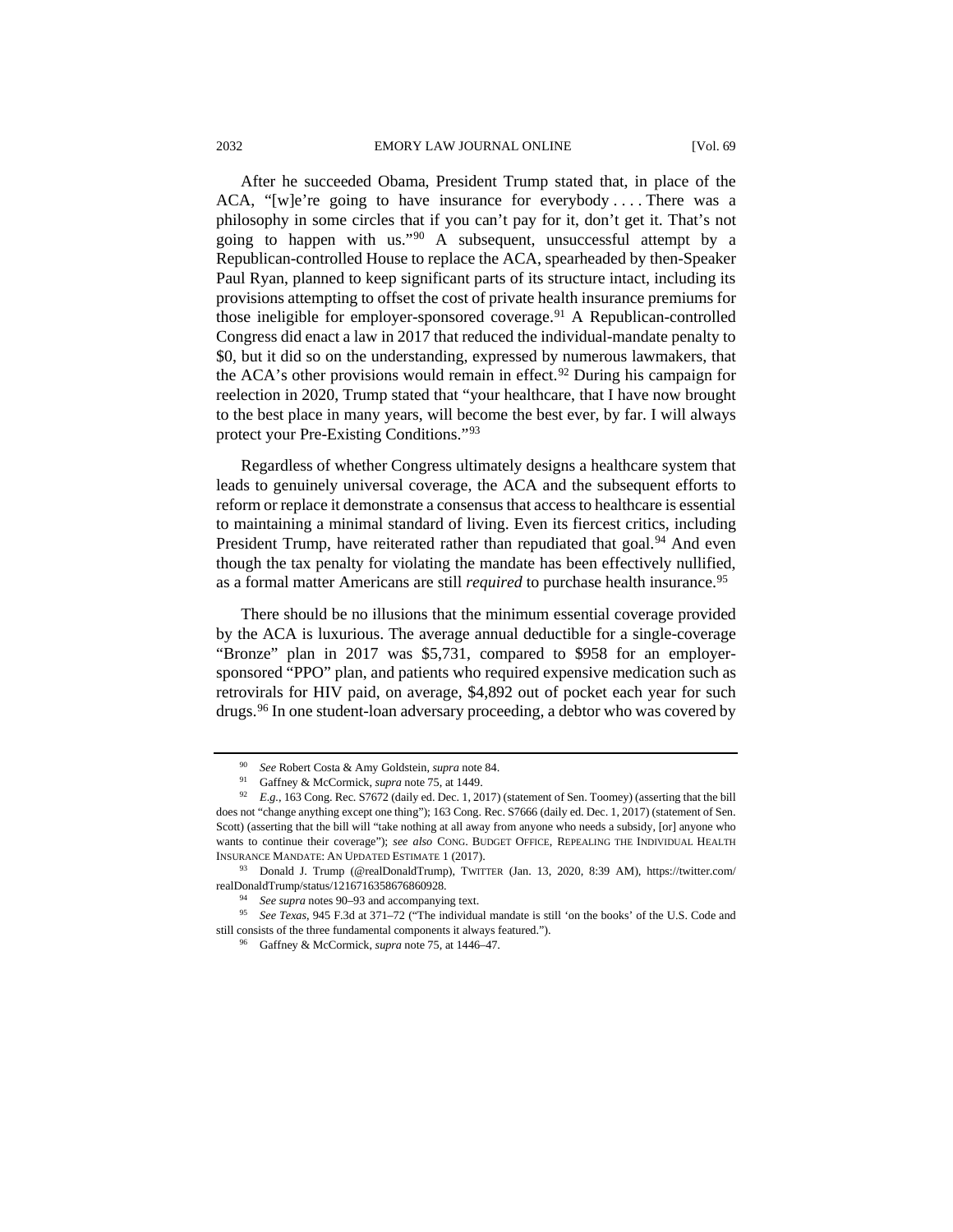After he succeeded Obama, President Trump stated that, in place of the ACA, "[w]e're going to have insurance for everybody . . . . There was a philosophy in some circles that if you can't pay for it, don't get it. That's not going to happen with us."[90] A subsequent, unsuccessful attempt by a Republican-controlled House to replace the ACA, spearheaded by then-Speaker Paul Ryan, planned to keep significant parts of its structure intact, including its provisions attempting to offset the cost of private health insurance premiums for those ineligible for employer-sponsored coverage.[91] A Republican-controlled Congress did enact a law in 2017 that reduced the individual-mandate penalty to $0, but it did so on the understanding, expressed by numerous lawmakers, that the ACA's other provisions would remain in effect.[92] During his campaign for reelection in 2020, Trump stated that "your healthcare, that I have now brought to the best place in many years, will become the best ever, by far. I will always protect your Pre-Existing Conditions."[93]

Regardless of whether Congress ultimately designs a healthcare system that leads to genuinely universal coverage, the ACA and the subsequent efforts to reform or replace it demonstrate a consensus that access to healthcare is essential to maintaining a minimal standard of living. Even its fiercest critics, including President Trump, have reiterated rather than repudiated that goal.[94] And even though the tax penalty for violating the mandate has been effectively nullified, as a formal matter Americans are still *required* to purchase health insurance.[95]

There should be no illusions that the minimum essential coverage provided by the ACA is luxurious. The average annual deductible for a single-coverage "Bronze" plan in 2017 was $5,731, compared to $958 for an employer-sponsored "PPO" plan, and patients who required expensive medication such as retrovirals for HIV paid, on average, $4,892 out of pocket each year for such drugs.[96] In one student-loan adversary proceeding, a debtor who was covered by

---

[90] *See* Robert Costa & Amy Goldstein, *supra* note 84.

[91] Gaffney & McCormick, *supra* note 75, at 1449.

[92] *E.g.*, 163 Cong. Rec. S7672 (daily ed. Dec. 1, 2017) (statement of Sen. Toomey) (asserting that the bill does not "change anything except one thing"); 163 Cong. Rec. S7666 (daily ed. Dec. 1, 2017) (statement of Sen. Scott) (asserting that the bill will "take nothing at all away from anyone who needs a subsidy, [or] anyone who wants to continue their coverage"); *see also* CONG. BUDGET OFFICE, REPEALING THE INDIVIDUAL HEALTH INSURANCE MANDATE: AN UPDATED ESTIMATE 1 (2017).

[93] Donald J. Trump (@realDonaldTrump), TWITTER (Jan. 13, 2020, 8:39 AM), https://twitter.com/realDonaldTrump/status/1216716358676860928.

[94] *See supra* notes 90–93 and accompanying text.

[95] *See Texas*, 945 F.3d at 371–72 ("The individual mandate is still 'on the books' of the U.S. Code and still consists of the three fundamental components it always featured.").

[96] Gaffney & McCormick, *supra* note 75, at 1446–47.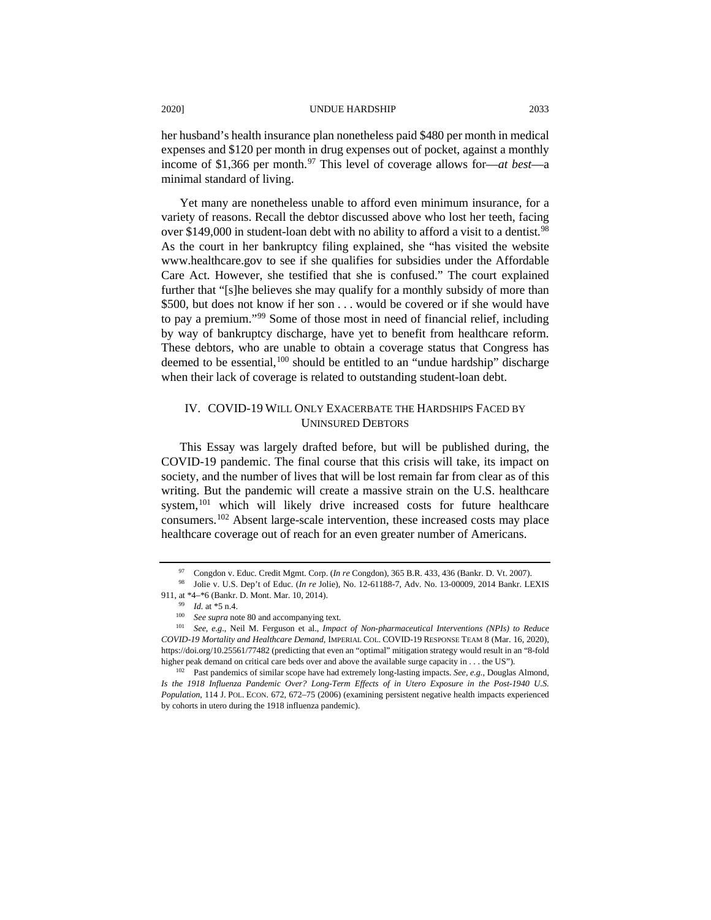her husband's health insurance plan nonetheless paid $480 per month in medical expenses and $120 per month in drug expenses out of pocket, against a monthly income of $1,366 per month.[97] This level of coverage allows for—*at best*—a minimal standard of living.

Yet many are nonetheless unable to afford even minimum insurance, for a variety of reasons. Recall the debtor discussed above who lost her teeth, facing over $149,000 in student-loan debt with no ability to afford a visit to a dentist.[98] As the court in her bankruptcy filing explained, she "has visited the website www.healthcare.gov to see if she qualifies for subsidies under the Affordable Care Act. However, she testified that she is confused." The court explained further that "[s]he believes she may qualify for a monthly subsidy of more than $500, but does not know if her son . . . would be covered or if she would have to pay a premium."[99] Some of those most in need of financial relief, including by way of bankruptcy discharge, have yet to benefit from healthcare reform. These debtors, who are unable to obtain a coverage status that Congress has deemed to be essential,[100] should be entitled to an "undue hardship" discharge when their lack of coverage is related to outstanding student-loan debt.

## IV. COVID-19 WILL ONLY EXACERBATE THE HARDSHIPS FACED BY UNINSURED DEBTORS

This Essay was largely drafted before, but will be published during, the COVID-19 pandemic. The final course that this crisis will take, its impact on society, and the number of lives that will be lost remain far from clear as of this writing. But the pandemic will create a massive strain on the U.S. healthcare system,[101] which will likely drive increased costs for future healthcare consumers.[102] Absent large-scale intervention, these increased costs may place healthcare coverage out of reach for an even greater number of Americans.

---

[97] Congdon v. Educ. Credit Mgmt. Corp. (*In re* Congdon), 365 B.R. 433, 436 (Bankr. D. Vt. 2007).

[98] Jolie v. U.S. Dep't of Educ. (*In re* Jolie), No. 12-61188-7, Adv. No. 13-00009, 2014 Bankr. LEXIS 911, at *4–*6 (Bankr. D. Mont. Mar. 10, 2014).

[99] *Id.* at *5 n.4.

[100] *See supra* note 80 and accompanying text.

[101] *See, e.g.*, Neil M. Ferguson et al., *Impact of Non-pharmaceutical Interventions (NPIs) to Reduce COVID-19 Mortality and Healthcare Demand*, IMPERIAL COL. COVID-19 RESPONSE TEAM 8 (Mar. 16, 2020), https://doi.org/10.25561/77482 (predicting that even an "optimal" mitigation strategy would result in an "8-fold higher peak demand on critical care beds over and above the available surge capacity in . . . the US").

[102] Past pandemics of similar scope have had extremely long-lasting impacts. *See, e.g.*, Douglas Almond, *Is the 1918 Influenza Pandemic Over? Long-Term Effects of in Utero Exposure in the Post-1940 U.S. Population*, 114 J. POL. ECON. 672, 672–75 (2006) (examining persistent negative health impacts experienced by cohorts in utero during the 1918 influenza pandemic).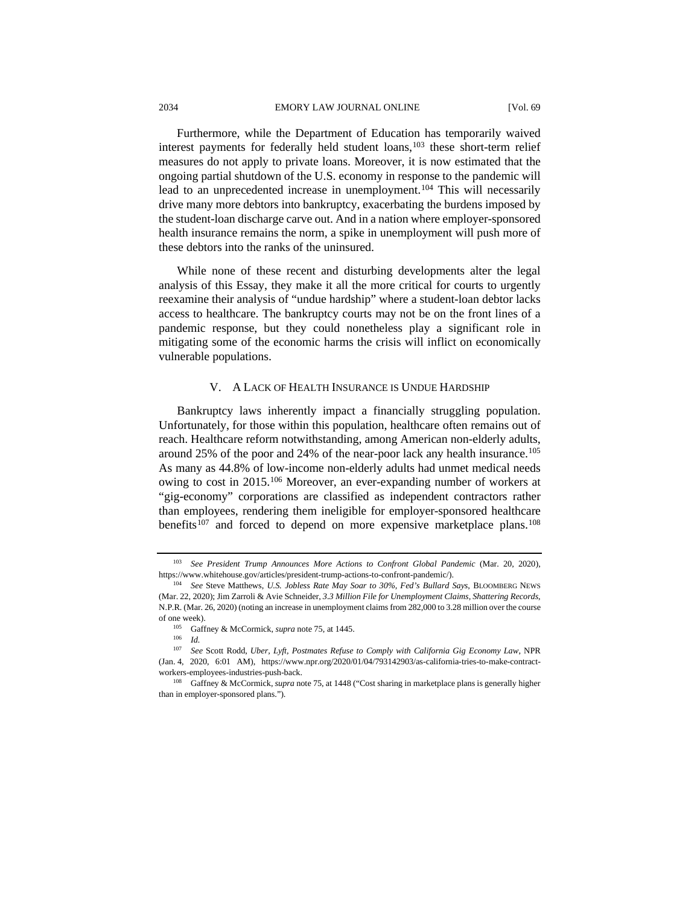Furthermore, while the Department of Education has temporarily waived interest payments for federally held student loans,[103] these short-term relief measures do not apply to private loans. Moreover, it is now estimated that the ongoing partial shutdown of the U.S. economy in response to the pandemic will lead to an unprecedented increase in unemployment.[104] This will necessarily drive many more debtors into bankruptcy, exacerbating the burdens imposed by the student-loan discharge carve out. And in a nation where employer-sponsored health insurance remains the norm, a spike in unemployment will push more of these debtors into the ranks of the uninsured.

While none of these recent and disturbing developments alter the legal analysis of this Essay, they make it all the more critical for courts to urgently reexamine their analysis of "undue hardship" where a student-loan debtor lacks access to healthcare. The bankruptcy courts may not be on the front lines of a pandemic response, but they could nonetheless play a significant role in mitigating some of the economic harms the crisis will inflict on economically vulnerable populations.

## V. A Lack of Health Insurance is Undue Hardship

Bankruptcy laws inherently impact a financially struggling population. Unfortunately, for those within this population, healthcare often remains out of reach. Healthcare reform notwithstanding, among American non-elderly adults, around 25% of the poor and 24% of the near-poor lack any health insurance.[105] As many as 44.8% of low-income non-elderly adults had unmet medical needs owing to cost in 2015.[106] Moreover, an ever-expanding number of workers at "gig-economy" corporations are classified as independent contractors rather than employees, rendering them ineligible for employer-sponsored healthcare benefits[107] and forced to depend on more expensive marketplace plans.[108]

---

[103] *See President Trump Announces More Actions to Confront Global Pandemic* (Mar. 20, 2020), https://www.whitehouse.gov/articles/president-trump-actions-to-confront-pandemic/).

[104] *See* Steve Matthews, *U.S. Jobless Rate May Soar to 30%, Fed's Bullard Says*, Bloomberg News (Mar. 22, 2020); Jim Zarroli & Avie Schneider, *3.3 Million File for Unemployment Claims, Shattering Records*, N.P.R. (Mar. 26, 2020) (noting an increase in unemployment claims from 282,000 to 3.28 million over the course of one week).

[105] Gaffney & McCormick, *supra* note 75, at 1445.

[106] *Id.*

[107] *See* Scott Rodd, *Uber, Lyft, Postmates Refuse to Comply with California Gig Economy Law*, NPR (Jan. 4, 2020, 6:01 AM), https://www.npr.org/2020/01/04/793142903/as-california-tries-to-make-contract-workers-employees-industries-push-back.

[108] Gaffney & McCormick, *supra* note 75, at 1448 ("Cost sharing in marketplace plans is generally higher than in employer-sponsored plans.").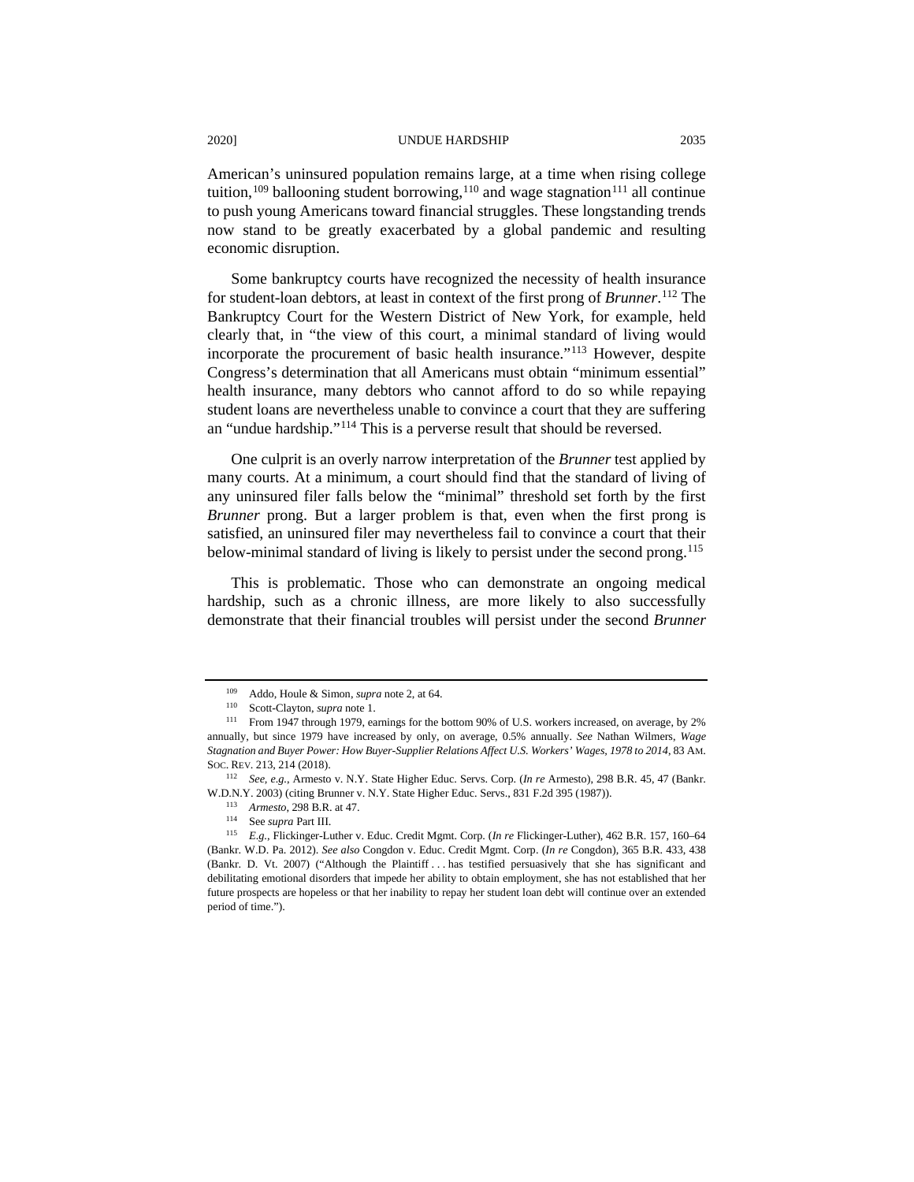American's uninsured population remains large, at a time when rising college tuition,[109] ballooning student borrowing,[110] and wage stagnation[111] all continue to push young Americans toward financial struggles. These longstanding trends now stand to be greatly exacerbated by a global pandemic and resulting economic disruption.

Some bankruptcy courts have recognized the necessity of health insurance for student-loan debtors, at least in context of the first prong of *Brunner*.[112] The Bankruptcy Court for the Western District of New York, for example, held clearly that, in "the view of this court, a minimal standard of living would incorporate the procurement of basic health insurance."[113] However, despite Congress's determination that all Americans must obtain "minimum essential" health insurance, many debtors who cannot afford to do so while repaying student loans are nevertheless unable to convince a court that they are suffering an "undue hardship."[114] This is a perverse result that should be reversed.

One culprit is an overly narrow interpretation of the *Brunner* test applied by many courts. At a minimum, a court should find that the standard of living of any uninsured filer falls below the "minimal" threshold set forth by the first *Brunner* prong. But a larger problem is that, even when the first prong is satisfied, an uninsured filer may nevertheless fail to convince a court that their below-minimal standard of living is likely to persist under the second prong.[115]

This is problematic. Those who can demonstrate an ongoing medical hardship, such as a chronic illness, are more likely to also successfully demonstrate that their financial troubles will persist under the second *Brunner*

---

[109] Addo, Houle & Simon, *supra* note 2, at 64.

[110] Scott-Clayton, *supra* note 1.

[111] From 1947 through 1979, earnings for the bottom 90% of U.S. workers increased, on average, by 2% annually, but since 1979 have increased by only, on average, 0.5% annually. *See* Nathan Wilmers, *Wage Stagnation and Buyer Power: How Buyer-Supplier Relations Affect U.S. Workers' Wages, 1978 to 2014*, 83 AM. SOC. REV. 213, 214 (2018).

[112] *See, e.g.*, Armesto v. N.Y. State Higher Educ. Servs. Corp. (*In re* Armesto), 298 B.R. 45, 47 (Bankr. W.D.N.Y. 2003) (citing Brunner v. N.Y. State Higher Educ. Servs., 831 F.2d 395 (1987)).

[113] *Armesto*, 298 B.R. at 47.

[114] See *supra* Part III.

[115] *E.g.*, Flickinger-Luther v. Educ. Credit Mgmt. Corp. (*In re* Flickinger-Luther), 462 B.R. 157, 160–64 (Bankr. W.D. Pa. 2012). *See also* Congdon v. Educ. Credit Mgmt. Corp. (*In re* Congdon), 365 B.R. 433, 438 (Bankr. D. Vt. 2007) ("Although the Plaintiff . . . has testified persuasively that she has significant and debilitating emotional disorders that impede her ability to obtain employment, she has not established that her future prospects are hopeless or that her inability to repay her student loan debt will continue over an extended period of time.").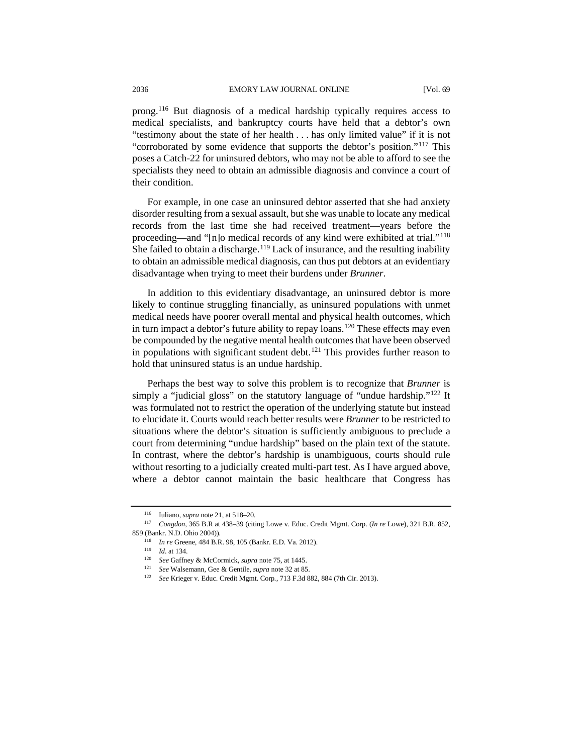prong.[116] But diagnosis of a medical hardship typically requires access to medical specialists, and bankruptcy courts have held that a debtor's own "testimony about the state of her health . . . has only limited value" if it is not "corroborated by some evidence that supports the debtor's position."[117] This poses a Catch-22 for uninsured debtors, who may not be able to afford to see the specialists they need to obtain an admissible diagnosis and convince a court of their condition.

For example, in one case an uninsured debtor asserted that she had anxiety disorder resulting from a sexual assault, but she was unable to locate any medical records from the last time she had received treatment—years before the proceeding—and "[n]o medical records of any kind were exhibited at trial."[118] She failed to obtain a discharge.[119] Lack of insurance, and the resulting inability to obtain an admissible medical diagnosis, can thus put debtors at an evidentiary disadvantage when trying to meet their burdens under *Brunner*.

In addition to this evidentiary disadvantage, an uninsured debtor is more likely to continue struggling financially, as uninsured populations with unmet medical needs have poorer overall mental and physical health outcomes, which in turn impact a debtor's future ability to repay loans.[120] These effects may even be compounded by the negative mental health outcomes that have been observed in populations with significant student debt.[121] This provides further reason to hold that uninsured status is an undue hardship.

Perhaps the best way to solve this problem is to recognize that *Brunner* is simply a "judicial gloss" on the statutory language of "undue hardship."[122] It was formulated not to restrict the operation of the underlying statute but instead to elucidate it. Courts would reach better results were *Brunner* to be restricted to situations where the debtor's situation is sufficiently ambiguous to preclude a court from determining "undue hardship" based on the plain text of the statute. In contrast, where the debtor's hardship is unambiguous, courts should rule without resorting to a judicially created multi-part test. As I have argued above, where a debtor cannot maintain the basic healthcare that Congress has

---

[116] Iuliano, *supra* note 21, at 518–20.

[117] *Congdon*, 365 B.R at 438–39 (citing Lowe v. Educ. Credit Mgmt. Corp. (*In re* Lowe), 321 B.R. 852, 859 (Bankr. N.D. Ohio 2004)).

[118] *In re* Greene, 484 B.R. 98, 105 (Bankr. E.D. Va. 2012).

[119] *Id*. at 134.

[120] *See* Gaffney & McCormick, *supra* note 75, at 1445.

[121] *See* Walsemann, Gee & Gentile, *supra* note 32 at 85.

[122] *See* Krieger v. Educ. Credit Mgmt. Corp., 713 F.3d 882, 884 (7th Cir. 2013).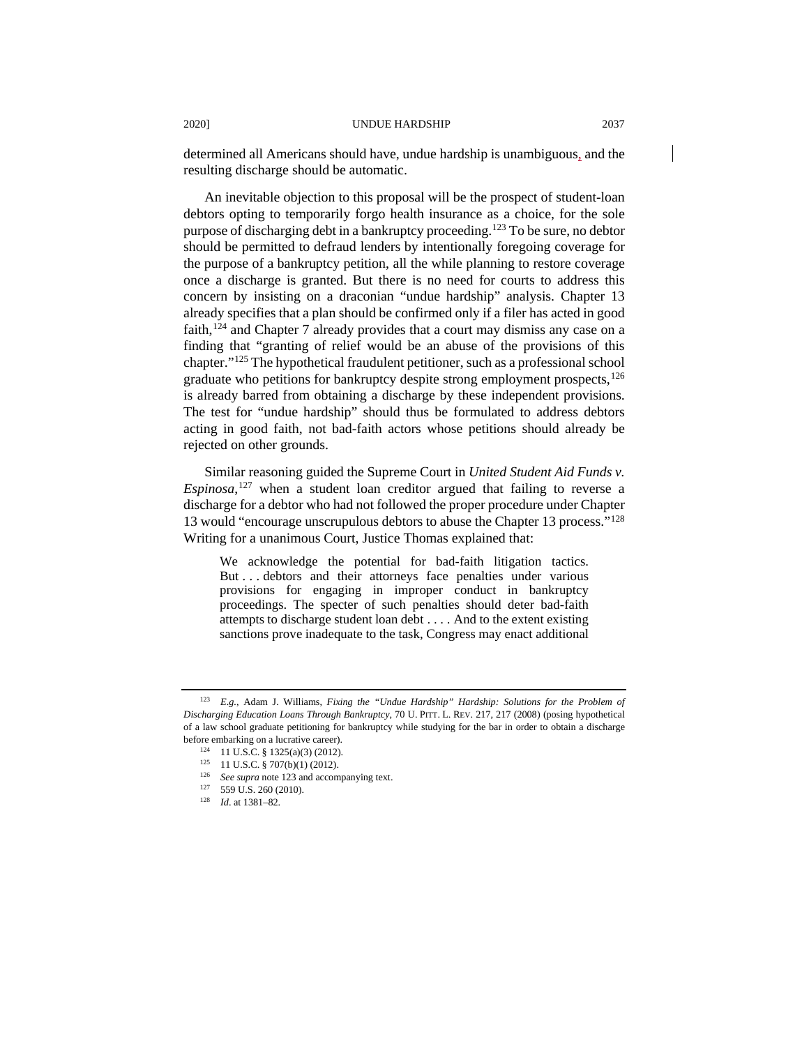determined all Americans should have, undue hardship is unambiguous, and the resulting discharge should be automatic.

An inevitable objection to this proposal will be the prospect of student-loan debtors opting to temporarily forgo health insurance as a choice, for the sole purpose of discharging debt in a bankruptcy proceeding.[123] To be sure, no debtor should be permitted to defraud lenders by intentionally foregoing coverage for the purpose of a bankruptcy petition, all the while planning to restore coverage once a discharge is granted. But there is no need for courts to address this concern by insisting on a draconian "undue hardship" analysis. Chapter 13 already specifies that a plan should be confirmed only if a filer has acted in good faith,[124] and Chapter 7 already provides that a court may dismiss any case on a finding that "granting of relief would be an abuse of the provisions of this chapter."[125] The hypothetical fraudulent petitioner, such as a professional school graduate who petitions for bankruptcy despite strong employment prospects,[126] is already barred from obtaining a discharge by these independent provisions. The test for "undue hardship" should thus be formulated to address debtors acting in good faith, not bad-faith actors whose petitions should already be rejected on other grounds.

Similar reasoning guided the Supreme Court in *United Student Aid Funds v. Espinosa*,[127] when a student loan creditor argued that failing to reverse a discharge for a debtor who had not followed the proper procedure under Chapter 13 would "encourage unscrupulous debtors to abuse the Chapter 13 process."[128] Writing for a unanimous Court, Justice Thomas explained that:

> We acknowledge the potential for bad-faith litigation tactics. But . . . debtors and their attorneys face penalties under various provisions for engaging in improper conduct in bankruptcy proceedings. The specter of such penalties should deter bad-faith attempts to discharge student loan debt . . . . And to the extent existing sanctions prove inadequate to the task, Congress may enact additional

---

[123] *E.g.*, Adam J. Williams, *Fixing the "Undue Hardship" Hardship: Solutions for the Problem of Discharging Education Loans Through Bankruptcy*, 70 U. PITT. L. REV. 217, 217 (2008) (posing hypothetical of a law school graduate petitioning for bankruptcy while studying for the bar in order to obtain a discharge before embarking on a lucrative career).

[124] 11 U.S.C. § 1325(a)(3) (2012).

[125] 11 U.S.C. § 707(b)(1) (2012).

[126] *See supra* note 123 and accompanying text.

[127] 559 U.S. 260 (2010).

[128] *Id*. at 1381–82.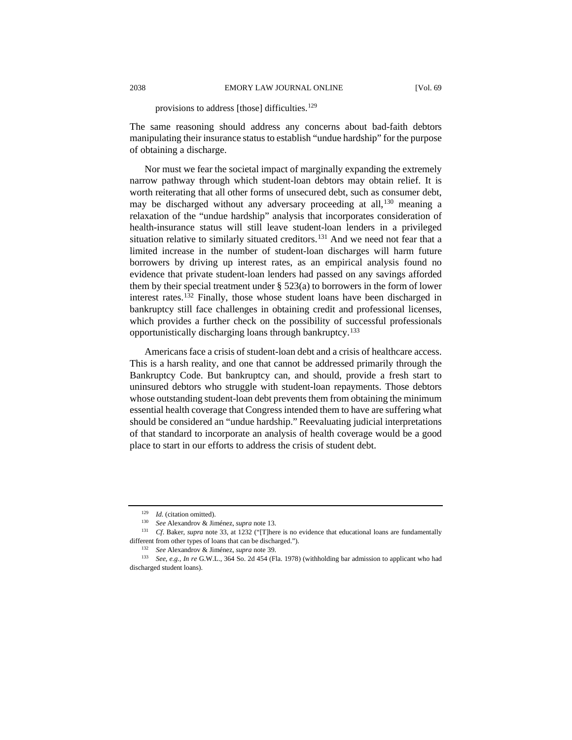provisions to address [those] difficulties.[129]

The same reasoning should address any concerns about bad-faith debtors manipulating their insurance status to establish "undue hardship" for the purpose of obtaining a discharge.

Nor must we fear the societal impact of marginally expanding the extremely narrow pathway through which student-loan debtors may obtain relief. It is worth reiterating that all other forms of unsecured debt, such as consumer debt, may be discharged without any adversary proceeding at all,[130] meaning a relaxation of the "undue hardship" analysis that incorporates consideration of health-insurance status will still leave student-loan lenders in a privileged situation relative to similarly situated creditors.[131] And we need not fear that a limited increase in the number of student-loan discharges will harm future borrowers by driving up interest rates, as an empirical analysis found no evidence that private student-loan lenders had passed on any savings afforded them by their special treatment under § 523(a) to borrowers in the form of lower interest rates.[132] Finally, those whose student loans have been discharged in bankruptcy still face challenges in obtaining credit and professional licenses, which provides a further check on the possibility of successful professionals opportunistically discharging loans through bankruptcy.[133]

Americans face a crisis of student-loan debt and a crisis of healthcare access. This is a harsh reality, and one that cannot be addressed primarily through the Bankruptcy Code. But bankruptcy can, and should, provide a fresh start to uninsured debtors who struggle with student-loan repayments. Those debtors whose outstanding student-loan debt prevents them from obtaining the minimum essential health coverage that Congress intended them to have are suffering what should be considered an "undue hardship." Reevaluating judicial interpretations of that standard to incorporate an analysis of health coverage would be a good place to start in our efforts to address the crisis of student debt.

---

[129] *Id.* (citation omitted).

[130] *See* Alexandrov & Jiménez, *supra* note 13.

[131] *Cf*. Baker, *supra* note 33, at 1232 ("[T]here is no evidence that educational loans are fundamentally different from other types of loans that can be discharged.").

[132] *See* Alexandrov & Jiménez, *supra* note 39.

[133] *See, e.g.*, *In re* G.W.L., 364 So. 2d 454 (Fla. 1978) (withholding bar admission to applicant who had discharged student loans).